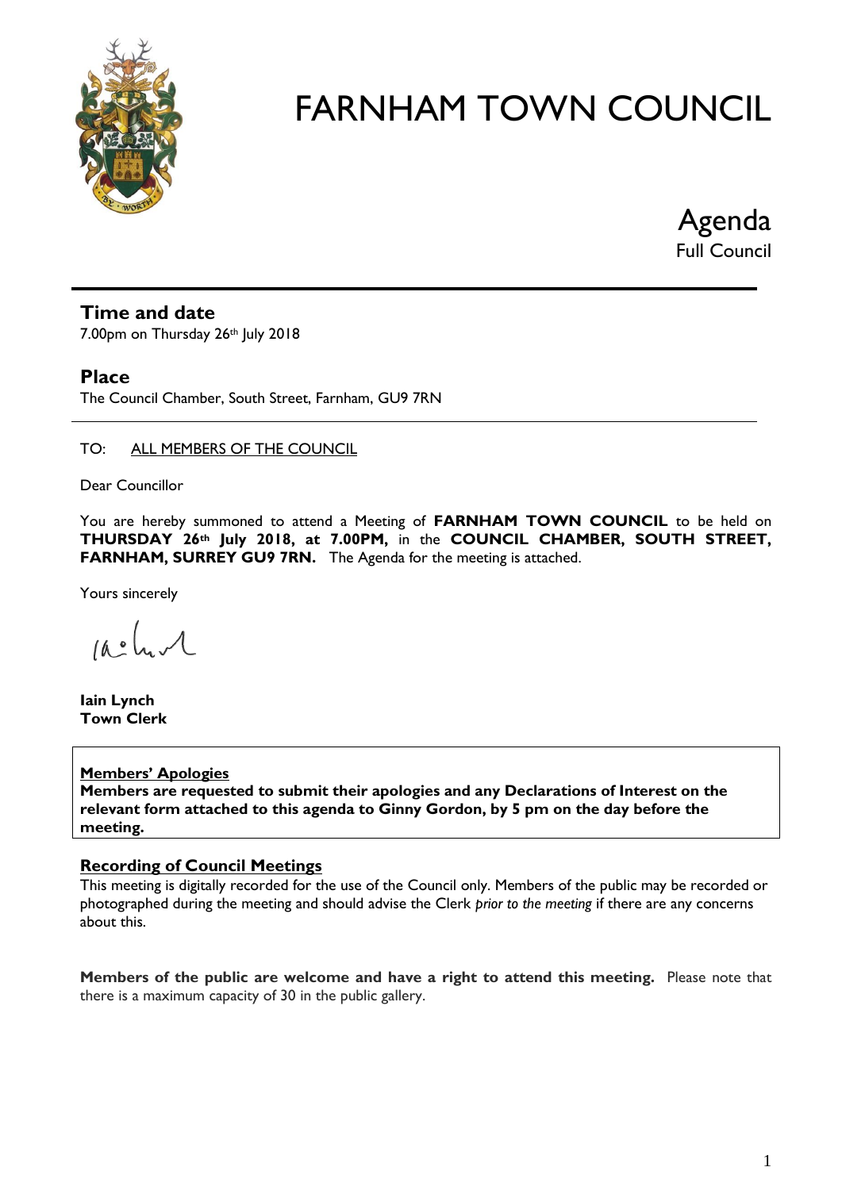# FARNHAM TOWN COUNCIL

## Agenda

Full Council

### Time and date

7.00pm on Thursday 26th July 2018

### Place

The Council Chamber, South Street, Farnham, GU9 7RN

TO: ALL MEMBERS OF THE COUNCIL

Dear Councillor

You are hereby summoned to attend a Meeting of **FARNHAM TOWN COUNCIL** to be held on **THURSDAY 26th July 2018, at 7.00PM,** in the **COUNCIL CHAMBER, SOUTH STREET, FARNHAM, SURREY GU9 7RN.** The Agenda for the meeting is attached.

Yours sincerely

**Iain Lynch**
**Town Clerk**

**Members' Apologies**
**Members are requested to submit their apologies and any Declarations of Interest on the relevant form attached to this agenda to Ginny Gordon, by 5 pm on the day before the meeting.**

**Recording of Council Meetings**

This meeting is digitally recorded for the use of the Council only. Members of the public may be recorded or photographed during the meeting and should advise the Clerk *prior to the meeting* if there are any concerns about this.

**Members of the public are welcome and have a right to attend this meeting.** Please note that there is a maximum capacity of 30 in the public gallery.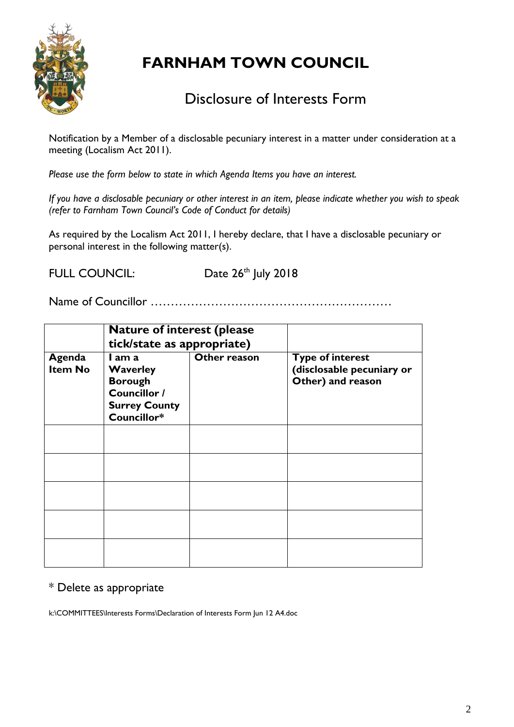# FARNHAM TOWN COUNCIL

## Disclosure of Interests Form

Notification by a Member of a disclosable pecuniary interest in a matter under consideration at a meeting (Localism Act 2011).

*Please use the form below to state in which Agenda Items you have an interest.*

*If you have a disclosable pecuniary or other interest in an item, please indicate whether you wish to speak (refer to Farnham Town Council's Code of Conduct for details)*

As required by the Localism Act 2011, I hereby declare, that I have a disclosable pecuniary or personal interest in the following matter(s).

FULL COUNCIL: Date 26th July 2018

Name of Councillor ………………………………………………………

| | **Nature of interest (please tick/state as appropriate)** | | |
|---|---|---|---|
| **Agenda Item No** | **I am a Waverley Borough Councillor / Surrey County Councillor*** | **Other reason** | **Type of interest (disclosable pecuniary or Other) and reason** |
| | | | |
| | | | |
| | | | |
| | | | |
| | | | |

* Delete as appropriate

k:\COMMITTEES\Interests Forms\Declaration of Interests Form Jun 12 A4.doc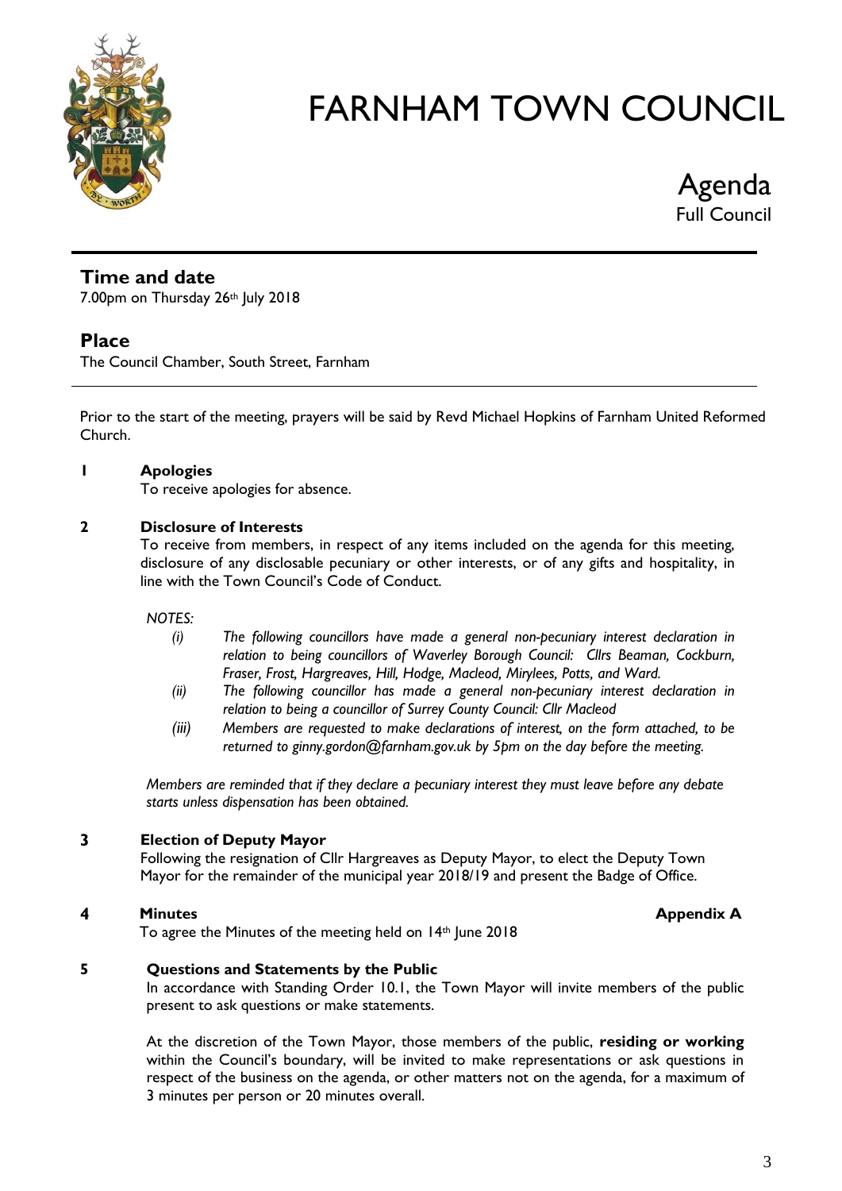# FARNHAM TOWN COUNCIL

## Agenda
Full Council

## Time and date
7.00pm on Thursday 26th July 2018

## Place
The Council Chamber, South Street, Farnham

Prior to the start of the meeting, prayers will be said by Revd Michael Hopkins of Farnham United Reformed Church.

**1 Apologies**

To receive apologies for absence.

**2 Disclosure of Interests**

To receive from members, in respect of any items included on the agenda for this meeting, disclosure of any disclosable pecuniary or other interests, or of any gifts and hospitality, in line with the Town Council's Code of Conduct.

*NOTES:*

*(i) The following councillors have made a general non-pecuniary interest declaration in relation to being councillors of Waverley Borough Council: Cllrs Beaman, Cockburn, Fraser, Frost, Hargreaves, Hill, Hodge, Macleod, Mirylees, Potts, and Ward.*

*(ii) The following councillor has made a general non-pecuniary interest declaration in relation to being a councillor of Surrey County Council: Cllr Macleod*

*(iii) Members are requested to make declarations of interest, on the form attached, to be returned to ginny.gordon@farnham.gov.uk by 5pm on the day before the meeting.*

*Members are reminded that if they declare a pecuniary interest they must leave before any debate starts unless dispensation has been obtained.*

**3 Election of Deputy Mayor**

Following the resignation of Cllr Hargreaves as Deputy Mayor, to elect the Deputy Town Mayor for the remainder of the municipal year 2018/19 and present the Badge of Office.

**4 Minutes** **Appendix A**

To agree the Minutes of the meeting held on 14th June 2018

**5 Questions and Statements by the Public**

In accordance with Standing Order 10.1, the Town Mayor will invite members of the public present to ask questions or make statements.

At the discretion of the Town Mayor, those members of the public, **residing or working** within the Council's boundary, will be invited to make representations or ask questions in respect of the business on the agenda, or other matters not on the agenda, for a maximum of 3 minutes per person or 20 minutes overall.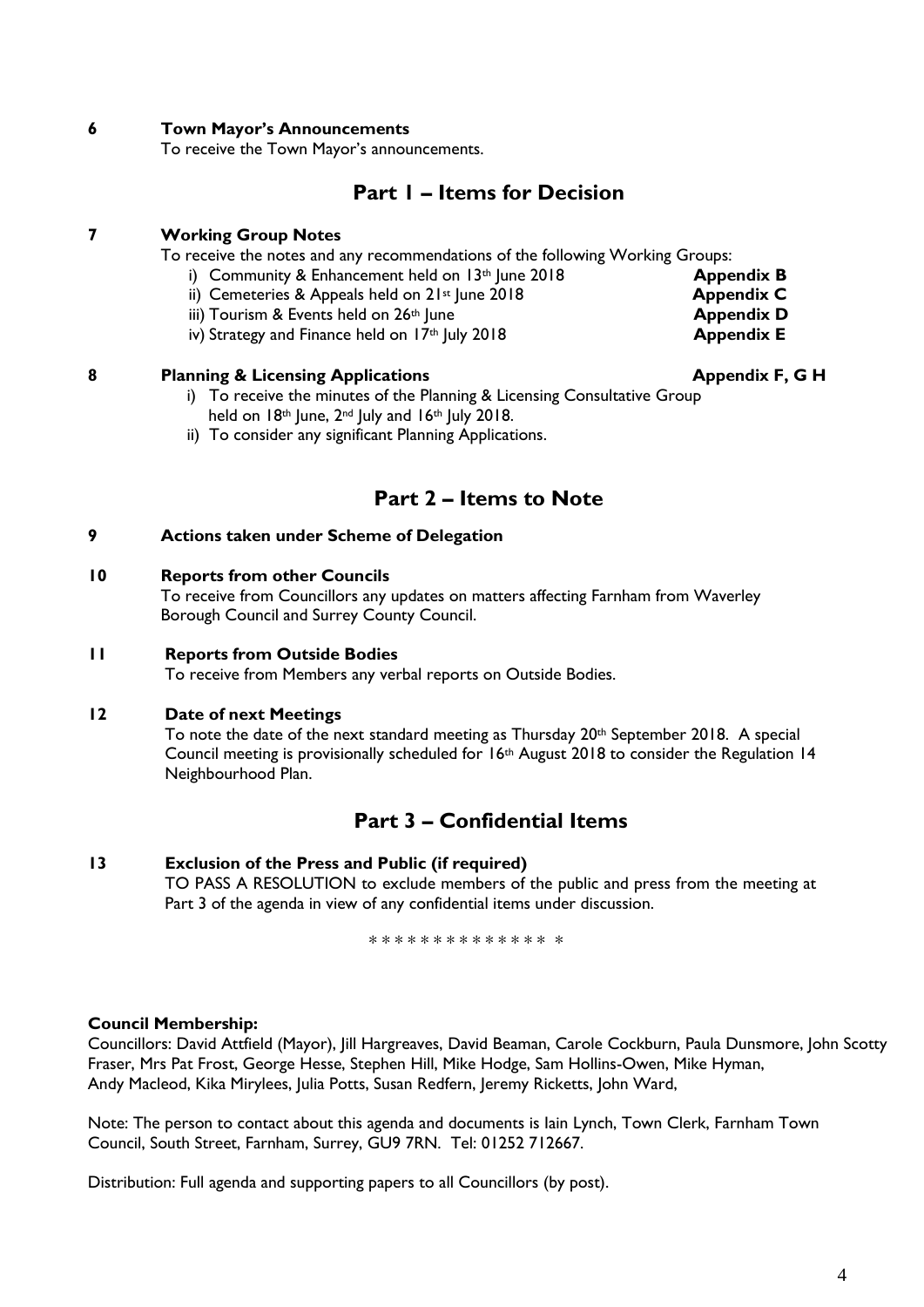**6 Town Mayor's Announcements**

To receive the Town Mayor's announcements.

## Part 1 – Items for Decision

**7 Working Group Notes**

To receive the notes and any recommendations of the following Working Groups:

- i) Community & Enhancement held on 13th June 2018 **Appendix B**
- ii) Cemeteries & Appeals held on 21st June 2018 **Appendix C**
- iii) Tourism & Events held on 26th June **Appendix D**
- iv) Strategy and Finance held on 17th July 2018 **Appendix E**

**8 Planning & Licensing Applications** **Appendix F, G H**

- i) To receive the minutes of the Planning & Licensing Consultative Group held on 18th June, 2nd July and 16th July 2018.
- ii) To consider any significant Planning Applications.

## Part 2 – Items to Note

**9 Actions taken under Scheme of Delegation**

**10 Reports from other Councils**

To receive from Councillors any updates on matters affecting Farnham from Waverley Borough Council and Surrey County Council.

**11 Reports from Outside Bodies**

To receive from Members any verbal reports on Outside Bodies.

**12 Date of next Meetings**

To note the date of the next standard meeting as Thursday 20th September 2018. A special Council meeting is provisionally scheduled for 16th August 2018 to consider the Regulation 14 Neighbourhood Plan.

## Part 3 – Confidential Items

**13 Exclusion of the Press and Public (if required)**

TO PASS A RESOLUTION to exclude members of the public and press from the meeting at Part 3 of the agenda in view of any confidential items under discussion.

* * * * * * * * * * * * * * *

**Council Membership:**

Councillors: David Attfield (Mayor), Jill Hargreaves, David Beaman, Carole Cockburn, Paula Dunsmore, John Scotty Fraser, Mrs Pat Frost, George Hesse, Stephen Hill, Mike Hodge, Sam Hollins-Owen, Mike Hyman, Andy Macleod, Kika Mirylees, Julia Potts, Susan Redfern, Jeremy Ricketts, John Ward,

Note: The person to contact about this agenda and documents is Iain Lynch, Town Clerk, Farnham Town Council, South Street, Farnham, Surrey, GU9 7RN. Tel: 01252 712667.

Distribution: Full agenda and supporting papers to all Councillors (by post).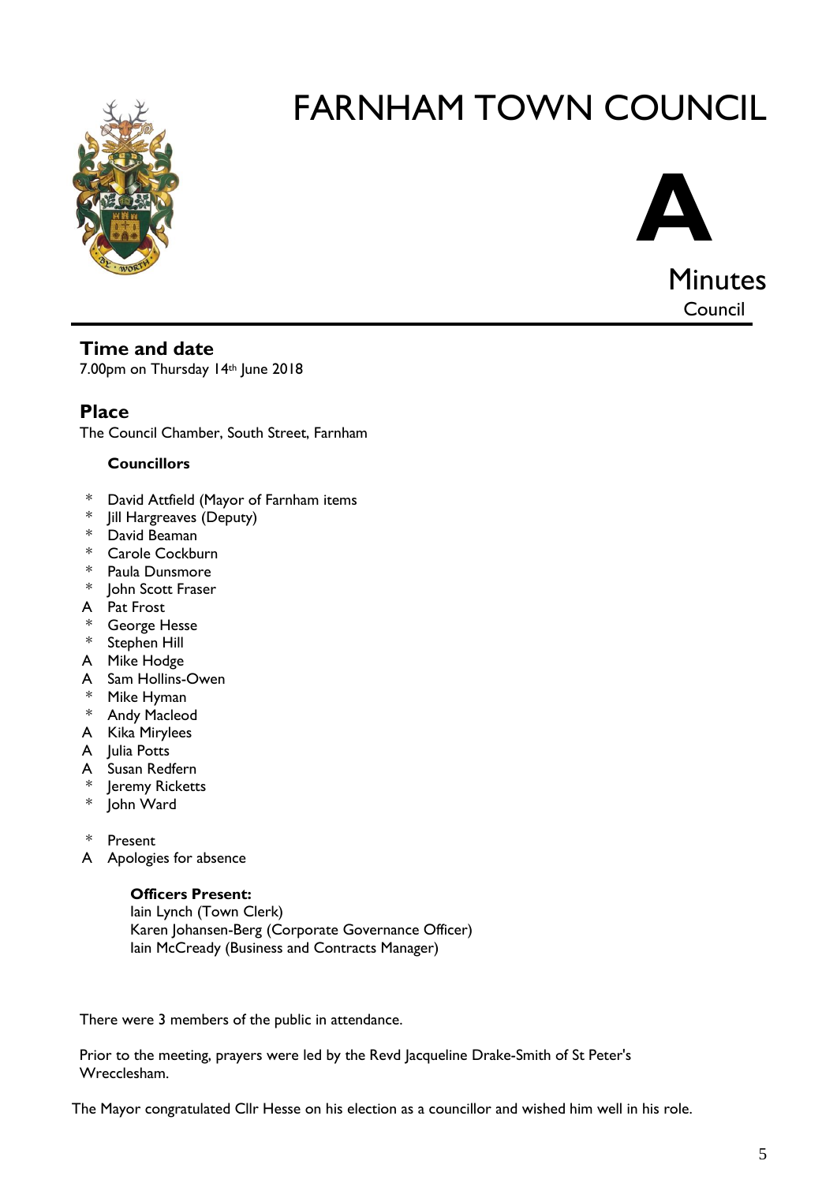# FARNHAM TOWN COUNCIL

**A**

Minutes
Council

## Time and date

7.00pm on Thursday 14th June 2018

## Place

The Council Chamber, South Street, Farnham

**Councillors**

- \* David Attfield (Mayor of Farnham items
- \* Jill Hargreaves (Deputy)
- \* David Beaman
- \* Carole Cockburn
- \* Paula Dunsmore
- \* John Scott Fraser
- A Pat Frost
- \* George Hesse
- \* Stephen Hill
- A Mike Hodge
- A Sam Hollins-Owen
- \* Mike Hyman
- \* Andy Macleod
- A Kika Mirylees
- A Julia Potts
- A Susan Redfern
- \* Jeremy Ricketts
- \* John Ward

\* Present
A Apologies for absence

**Officers Present:**
Iain Lynch (Town Clerk)
Karen Johansen-Berg (Corporate Governance Officer)
Iain McCready (Business and Contracts Manager)

There were 3 members of the public in attendance.

Prior to the meeting, prayers were led by the Revd Jacqueline Drake-Smith of St Peter's Wrecclesham.

The Mayor congratulated Cllr Hesse on his election as a councillor and wished him well in his role.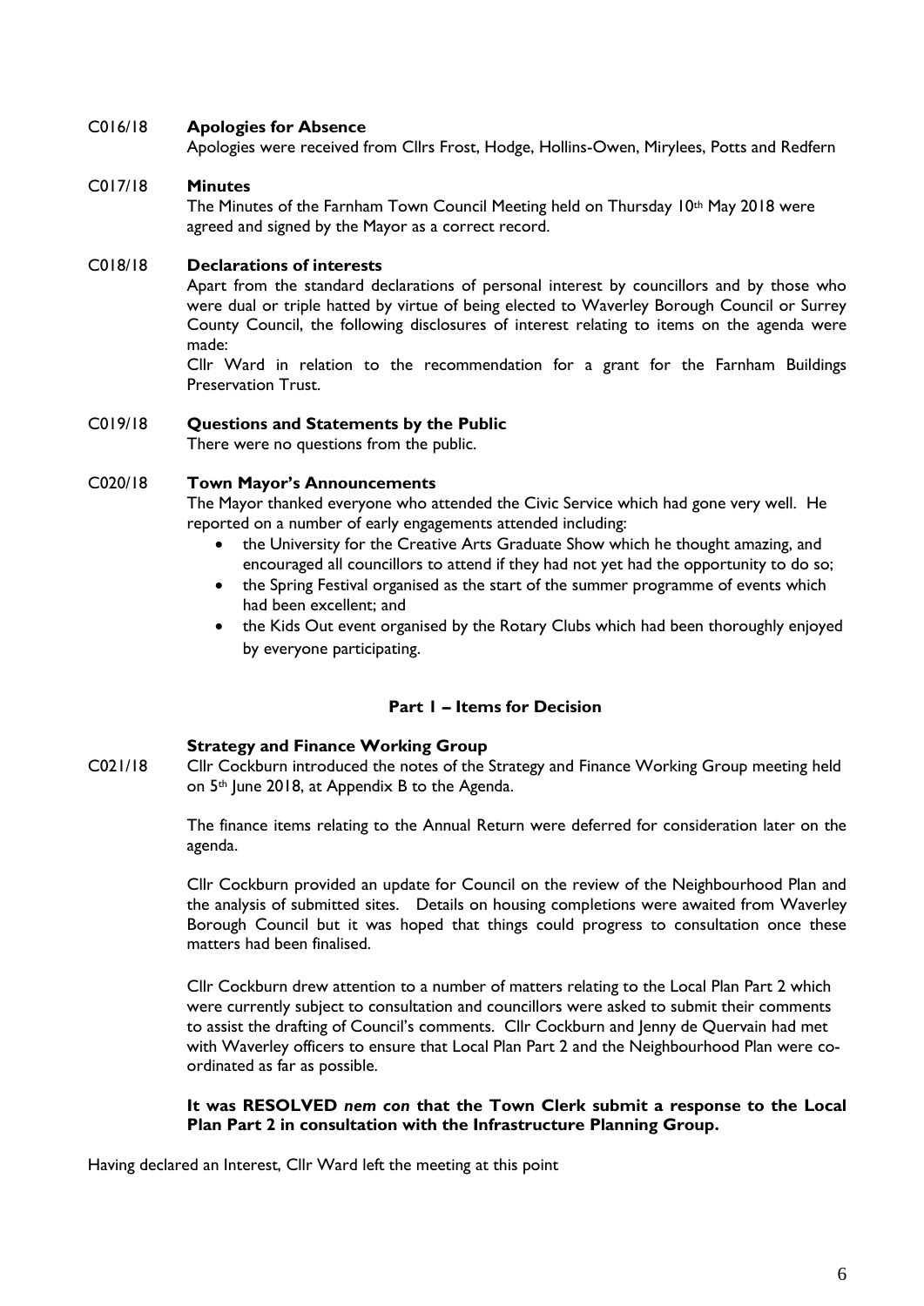C016/18 **Apologies for Absence**

Apologies were received from Cllrs Frost, Hodge, Hollins-Owen, Mirylees, Potts and Redfern

C017/18 **Minutes**

The Minutes of the Farnham Town Council Meeting held on Thursday 10th May 2018 were agreed and signed by the Mayor as a correct record.

C018/18 **Declarations of interests**

Apart from the standard declarations of personal interest by councillors and by those who were dual or triple hatted by virtue of being elected to Waverley Borough Council or Surrey County Council, the following disclosures of interest relating to items on the agenda were made:

Cllr Ward in relation to the recommendation for a grant for the Farnham Buildings Preservation Trust.

C019/18 **Questions and Statements by the Public**

There were no questions from the public.

C020/18 **Town Mayor's Announcements**

The Mayor thanked everyone who attended the Civic Service which had gone very well. He reported on a number of early engagements attended including:

- the University for the Creative Arts Graduate Show which he thought amazing, and encouraged all councillors to attend if they had not yet had the opportunity to do so;
- the Spring Festival organised as the start of the summer programme of events which had been excellent; and
- the Kids Out event organised by the Rotary Clubs which had been thoroughly enjoyed by everyone participating.

## Part 1 – Items for Decision

**Strategy and Finance Working Group**

C021/18 Cllr Cockburn introduced the notes of the Strategy and Finance Working Group meeting held on 5th June 2018, at Appendix B to the Agenda.

The finance items relating to the Annual Return were deferred for consideration later on the agenda.

Cllr Cockburn provided an update for Council on the review of the Neighbourhood Plan and the analysis of submitted sites. Details on housing completions were awaited from Waverley Borough Council but it was hoped that things could progress to consultation once these matters had been finalised.

Cllr Cockburn drew attention to a number of matters relating to the Local Plan Part 2 which were currently subject to consultation and councillors were asked to submit their comments to assist the drafting of Council's comments. Cllr Cockburn and Jenny de Quervain had met with Waverley officers to ensure that Local Plan Part 2 and the Neighbourhood Plan were co-ordinated as far as possible.

**It was RESOLVED *nem con* that the Town Clerk submit a response to the Local Plan Part 2 in consultation with the Infrastructure Planning Group.**

Having declared an Interest, Cllr Ward left the meeting at this point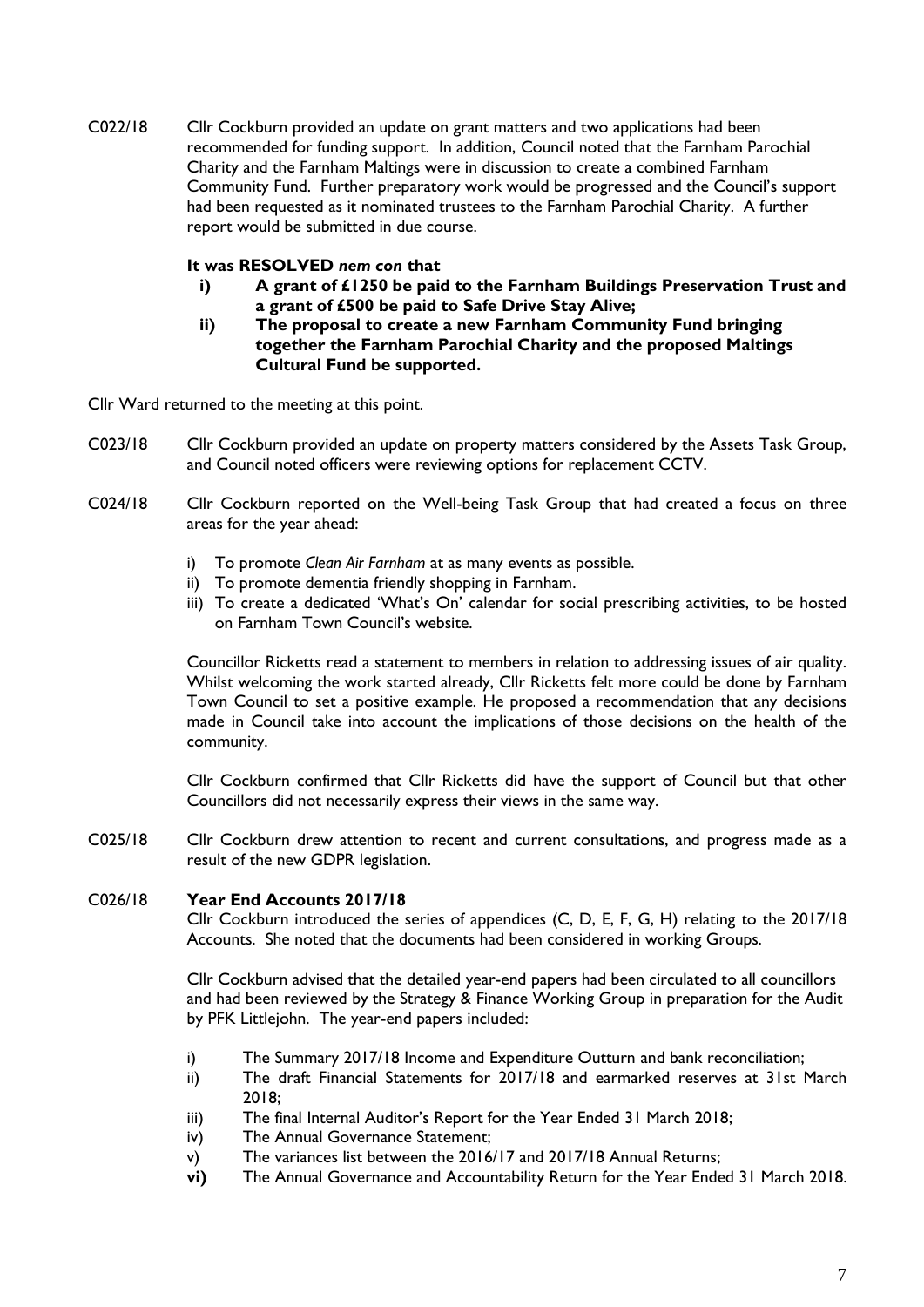C022/18 Cllr Cockburn provided an update on grant matters and two applications had been recommended for funding support. In addition, Council noted that the Farnham Parochial Charity and the Farnham Maltings were in discussion to create a combined Farnham Community Fund. Further preparatory work would be progressed and the Council's support had been requested as it nominated trustees to the Farnham Parochial Charity. A further report would be submitted in due course.

**It was RESOLVED *nem con* that**

**i) A grant of £1250 be paid to the Farnham Buildings Preservation Trust and a grant of £500 be paid to Safe Drive Stay Alive;**

**ii) The proposal to create a new Farnham Community Fund bringing together the Farnham Parochial Charity and the proposed Maltings Cultural Fund be supported.**

Cllr Ward returned to the meeting at this point.

C023/18 Cllr Cockburn provided an update on property matters considered by the Assets Task Group, and Council noted officers were reviewing options for replacement CCTV.

C024/18 Cllr Cockburn reported on the Well-being Task Group that had created a focus on three areas for the year ahead:

i) To promote *Clean Air Farnham* at as many events as possible.
ii) To promote dementia friendly shopping in Farnham.
iii) To create a dedicated 'What's On' calendar for social prescribing activities, to be hosted on Farnham Town Council's website.

Councillor Ricketts read a statement to members in relation to addressing issues of air quality. Whilst welcoming the work started already, Cllr Ricketts felt more could be done by Farnham Town Council to set a positive example. He proposed a recommendation that any decisions made in Council take into account the implications of those decisions on the health of the community.

Cllr Cockburn confirmed that Cllr Ricketts did have the support of Council but that other Councillors did not necessarily express their views in the same way.

C025/18 Cllr Cockburn drew attention to recent and current consultations, and progress made as a result of the new GDPR legislation.

C026/18 **Year End Accounts 2017/18**

Cllr Cockburn introduced the series of appendices (C, D, E, F, G, H) relating to the 2017/18 Accounts. She noted that the documents had been considered in working Groups.

Cllr Cockburn advised that the detailed year-end papers had been circulated to all councillors and had been reviewed by the Strategy & Finance Working Group in preparation for the Audit by PFK Littlejohn. The year-end papers included:

i) The Summary 2017/18 Income and Expenditure Outturn and bank reconciliation;
ii) The draft Financial Statements for 2017/18 and earmarked reserves at 31st March 2018;
iii) The final Internal Auditor's Report for the Year Ended 31 March 2018;
iv) The Annual Governance Statement;
v) The variances list between the 2016/17 and 2017/18 Annual Returns;
**vi)** The Annual Governance and Accountability Return for the Year Ended 31 March 2018.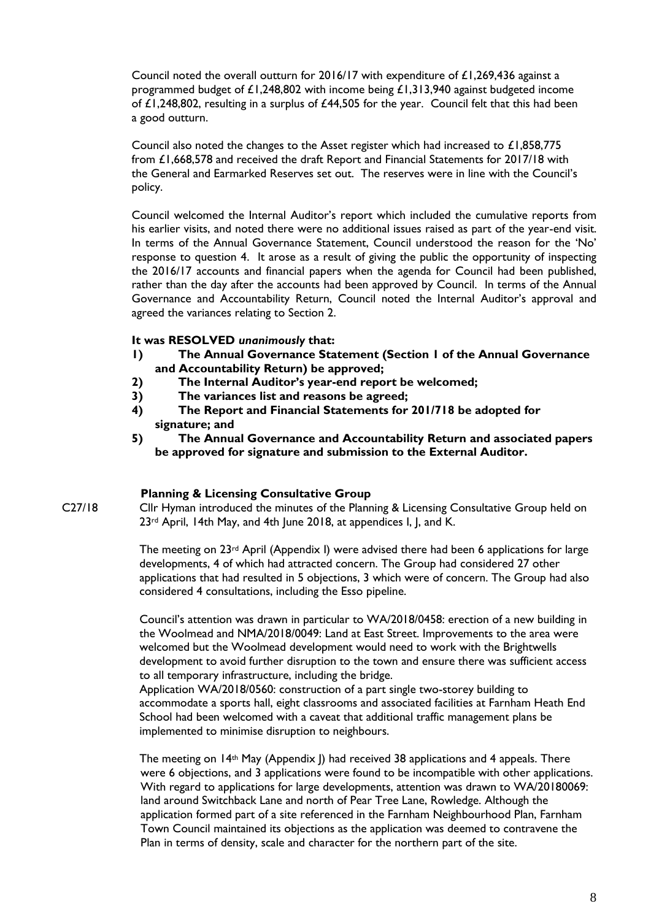Council noted the overall outturn for 2016/17 with expenditure of £1,269,436 against a programmed budget of £1,248,802 with income being £1,313,940 against budgeted income of £1,248,802, resulting in a surplus of £44,505 for the year. Council felt that this had been a good outturn.

Council also noted the changes to the Asset register which had increased to £1,858,775 from £1,668,578 and received the draft Report and Financial Statements for 2017/18 with the General and Earmarked Reserves set out. The reserves were in line with the Council's policy.

Council welcomed the Internal Auditor's report which included the cumulative reports from his earlier visits, and noted there were no additional issues raised as part of the year-end visit. In terms of the Annual Governance Statement, Council understood the reason for the 'No' response to question 4. It arose as a result of giving the public the opportunity of inspecting the 2016/17 accounts and financial papers when the agenda for Council had been published, rather than the day after the accounts had been approved by Council. In terms of the Annual Governance and Accountability Return, Council noted the Internal Auditor's approval and agreed the variances relating to Section 2.

**It was RESOLVED *unanimously* that:**

1) **The Annual Governance Statement (Section 1 of the Annual Governance and Accountability Return) be approved;**
2) **The Internal Auditor's year-end report be welcomed;**
3) **The variances list and reasons be agreed;**
4) **The Report and Financial Statements for 201/718 be adopted for signature; and**
5) **The Annual Governance and Accountability Return and associated papers be approved for signature and submission to the External Auditor.**

**Planning & Licensing Consultative Group**

C27/18 Cllr Hyman introduced the minutes of the Planning & Licensing Consultative Group held on 23rd April, 14th May, and 4th June 2018, at appendices I, J, and K.

The meeting on 23rd April (Appendix I) were advised there had been 6 applications for large developments, 4 of which had attracted concern. The Group had considered 27 other applications that had resulted in 5 objections, 3 which were of concern. The Group had also considered 4 consultations, including the Esso pipeline.

Council's attention was drawn in particular to WA/2018/0458: erection of a new building in the Woolmead and NMA/2018/0049: Land at East Street. Improvements to the area were welcomed but the Woolmead development would need to work with the Brightwells development to avoid further disruption to the town and ensure there was sufficient access to all temporary infrastructure, including the bridge.

Application WA/2018/0560: construction of a part single two-storey building to accommodate a sports hall, eight classrooms and associated facilities at Farnham Heath End School had been welcomed with a caveat that additional traffic management plans be implemented to minimise disruption to neighbours.

The meeting on 14th May (Appendix J) had received 38 applications and 4 appeals. There were 6 objections, and 3 applications were found to be incompatible with other applications. With regard to applications for large developments, attention was drawn to WA/20180069: land around Switchback Lane and north of Pear Tree Lane, Rowledge. Although the application formed part of a site referenced in the Farnham Neighbourhood Plan, Farnham Town Council maintained its objections as the application was deemed to contravene the Plan in terms of density, scale and character for the northern part of the site.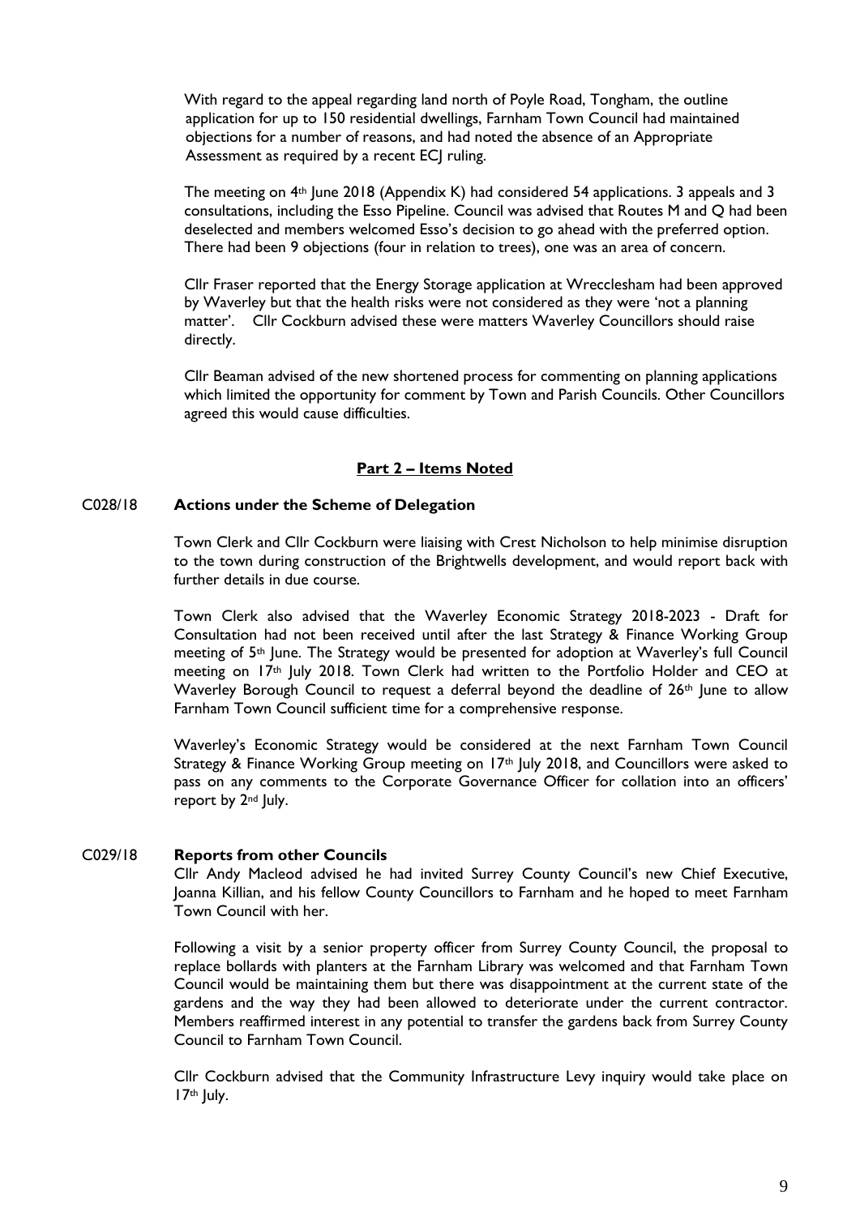With regard to the appeal regarding land north of Poyle Road, Tongham, the outline application for up to 150 residential dwellings, Farnham Town Council had maintained objections for a number of reasons, and had noted the absence of an Appropriate Assessment as required by a recent ECJ ruling.

The meeting on 4th June 2018 (Appendix K) had considered 54 applications. 3 appeals and 3 consultations, including the Esso Pipeline. Council was advised that Routes M and Q had been deselected and members welcomed Esso's decision to go ahead with the preferred option. There had been 9 objections (four in relation to trees), one was an area of concern.

Cllr Fraser reported that the Energy Storage application at Wrecclesham had been approved by Waverley but that the health risks were not considered as they were 'not a planning matter'. Cllr Cockburn advised these were matters Waverley Councillors should raise directly.

Cllr Beaman advised of the new shortened process for commenting on planning applications which limited the opportunity for comment by Town and Parish Councils. Other Councillors agreed this would cause difficulties.

## Part 2 – Items Noted

**C028/18 Actions under the Scheme of Delegation**

Town Clerk and Cllr Cockburn were liaising with Crest Nicholson to help minimise disruption to the town during construction of the Brightwells development, and would report back with further details in due course.

Town Clerk also advised that the Waverley Economic Strategy 2018-2023 - Draft for Consultation had not been received until after the last Strategy & Finance Working Group meeting of 5th June. The Strategy would be presented for adoption at Waverley's full Council meeting on 17th July 2018. Town Clerk had written to the Portfolio Holder and CEO at Waverley Borough Council to request a deferral beyond the deadline of 26th June to allow Farnham Town Council sufficient time for a comprehensive response.

Waverley's Economic Strategy would be considered at the next Farnham Town Council Strategy & Finance Working Group meeting on 17th July 2018, and Councillors were asked to pass on any comments to the Corporate Governance Officer for collation into an officers' report by 2nd July.

**C029/18 Reports from other Councils**

Cllr Andy Macleod advised he had invited Surrey County Council's new Chief Executive, Joanna Killian, and his fellow County Councillors to Farnham and he hoped to meet Farnham Town Council with her.

Following a visit by a senior property officer from Surrey County Council, the proposal to replace bollards with planters at the Farnham Library was welcomed and that Farnham Town Council would be maintaining them but there was disappointment at the current state of the gardens and the way they had been allowed to deteriorate under the current contractor. Members reaffirmed interest in any potential to transfer the gardens back from Surrey County Council to Farnham Town Council.

Cllr Cockburn advised that the Community Infrastructure Levy inquiry would take place on 17th July.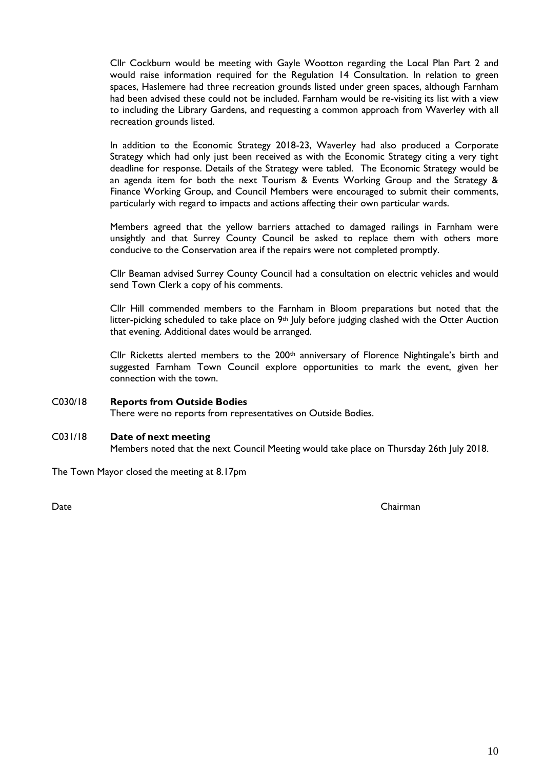Cllr Cockburn would be meeting with Gayle Wootton regarding the Local Plan Part 2 and would raise information required for the Regulation 14 Consultation. In relation to green spaces, Haslemere had three recreation grounds listed under green spaces, although Farnham had been advised these could not be included. Farnham would be re-visiting its list with a view to including the Library Gardens, and requesting a common approach from Waverley with all recreation grounds listed.

In addition to the Economic Strategy 2018-23, Waverley had also produced a Corporate Strategy which had only just been received as with the Economic Strategy citing a very tight deadline for response. Details of the Strategy were tabled. The Economic Strategy would be an agenda item for both the next Tourism & Events Working Group and the Strategy & Finance Working Group, and Council Members were encouraged to submit their comments, particularly with regard to impacts and actions affecting their own particular wards.

Members agreed that the yellow barriers attached to damaged railings in Farnham were unsightly and that Surrey County Council be asked to replace them with others more conducive to the Conservation area if the repairs were not completed promptly.

Cllr Beaman advised Surrey County Council had a consultation on electric vehicles and would send Town Clerk a copy of his comments.

Cllr Hill commended members to the Farnham in Bloom preparations but noted that the litter-picking scheduled to take place on 9th July before judging clashed with the Otter Auction that evening. Additional dates would be arranged.

Cllr Ricketts alerted members to the 200th anniversary of Florence Nightingale's birth and suggested Farnham Town Council explore opportunities to mark the event, given her connection with the town.

C030/18 **Reports from Outside Bodies**

There were no reports from representatives on Outside Bodies.

C031/18 **Date of next meeting**

Members noted that the next Council Meeting would take place on Thursday 26th July 2018.

The Town Mayor closed the meeting at 8.17pm

Date Chairman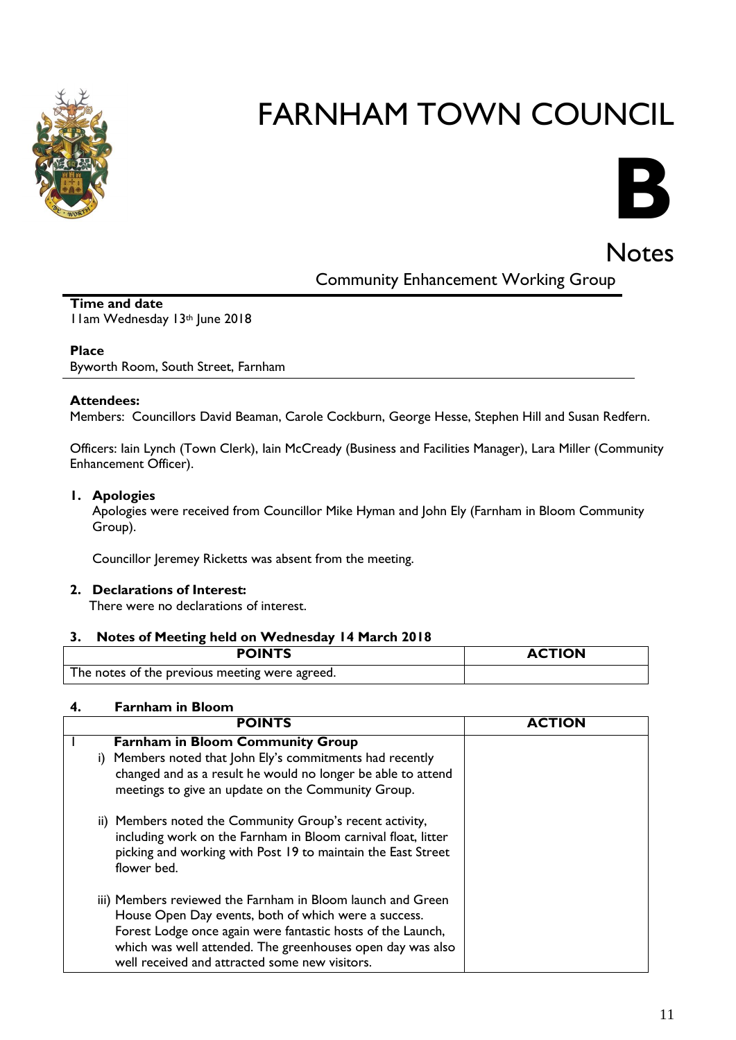# FARNHAM TOWN COUNCIL

# B

## Notes

Community Enhancement Working Group

**Time and date**
11am Wednesday 13th June 2018

**Place**
Byworth Room, South Street, Farnham

**Attendees:**
Members: Councillors David Beaman, Carole Cockburn, George Hesse, Stephen Hill and Susan Redfern.

Officers: Iain Lynch (Town Clerk), Iain McCready (Business and Facilities Manager), Lara Miller (Community Enhancement Officer).

1. **Apologies**
   Apologies were received from Councillor Mike Hyman and John Ely (Farnham in Bloom Community Group).

   Councillor Jeremey Ricketts was absent from the meeting.

2. **Declarations of Interest:**
   There were no declarations of interest.

3. **Notes of Meeting held on Wednesday 14 March 2018**

| POINTS | ACTION |
|---|---|
| The notes of the previous meeting were agreed. | |

4. **Farnham in Bloom**

| | POINTS | ACTION |
|---|---|---|
| 1 | **Farnham in Bloom Community Group**<br>i) Members noted that John Ely's commitments had recently changed and as a result he would no longer be able to attend meetings to give an update on the Community Group.<br><br>ii) Members noted the Community Group's recent activity, including work on the Farnham in Bloom carnival float, litter picking and working with Post 19 to maintain the East Street flower bed.<br><br>iii) Members reviewed the Farnham in Bloom launch and Green House Open Day events, both of which were a success. Forest Lodge once again were fantastic hosts of the Launch, which was well attended. The greenhouses open day was also well received and attracted some new visitors. | |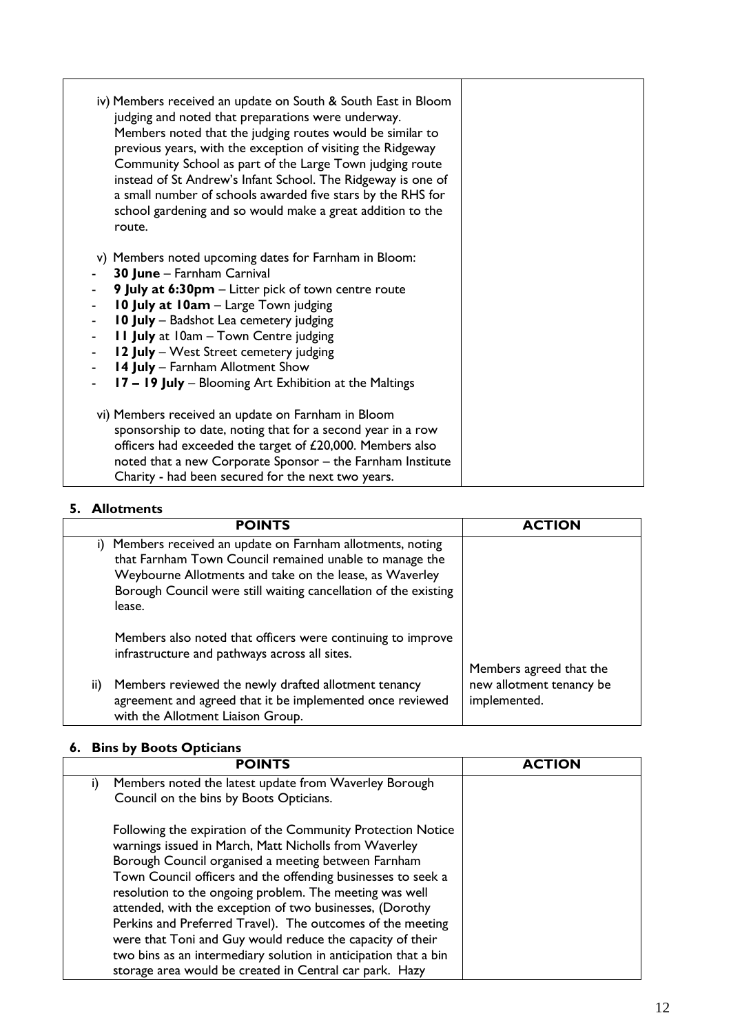| | |
|---|---|
| iv) Members received an update on South & South East in Bloom judging and noted that preparations were underway. Members noted that the judging routes would be similar to previous years, with the exception of visiting the Ridgeway Community School as part of the Large Town judging route instead of St Andrew's Infant School. The Ridgeway is one of a small number of schools awarded five stars by the RHS for school gardening and so would make a great addition to the route.<br><br>v) Members noted upcoming dates for Farnham in Bloom:<br>- **30 June** – Farnham Carnival<br>- **9 July at 6:30pm** – Litter pick of town centre route<br>- **10 July at 10am** – Large Town judging<br>- **10 July** – Badshot Lea cemetery judging<br>- **11 July** at 10am – Town Centre judging<br>- **12 July** – West Street cemetery judging<br>- **14 July** – Farnham Allotment Show<br>- **17 – 19 July** – Blooming Art Exhibition at the Maltings<br><br>vi) Members received an update on Farnham in Bloom sponsorship to date, noting that for a second year in a row officers had exceeded the target of £20,000. Members also noted that a new Corporate Sponsor – the Farnham Institute Charity - had been secured for the next two years. | |

## 5. Allotments

| POINTS | ACTION |
|---|---|
| i) Members received an update on Farnham allotments, noting that Farnham Town Council remained unable to manage the Weybourne Allotments and take on the lease, as Waverley Borough Council were still waiting cancellation of the existing lease.<br><br>Members also noted that officers were continuing to improve infrastructure and pathways across all sites.<br><br>ii) Members reviewed the newly drafted allotment tenancy agreement and agreed that it be implemented once reviewed with the Allotment Liaison Group. | Members agreed that the new allotment tenancy be implemented. |

## 6. Bins by Boots Opticians

| POINTS | ACTION |
|---|---|
| i) Members noted the latest update from Waverley Borough Council on the bins by Boots Opticians.<br><br>Following the expiration of the Community Protection Notice warnings issued in March, Matt Nicholls from Waverley Borough Council organised a meeting between Farnham Town Council officers and the offending businesses to seek a resolution to the ongoing problem. The meeting was well attended, with the exception of two businesses, (Dorothy Perkins and Preferred Travel). The outcomes of the meeting were that Toni and Guy would reduce the capacity of their two bins as an intermediary solution in anticipation that a bin storage area would be created in Central car park. Hazy | |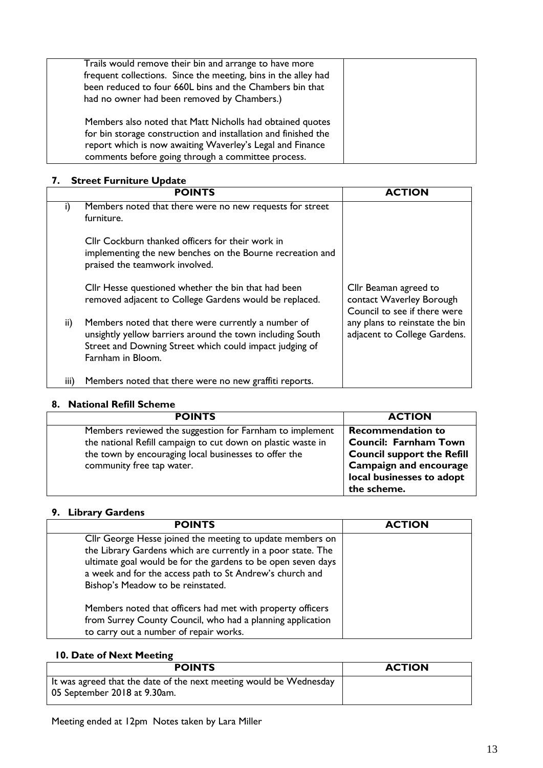| | |
|---|---|
| Trails would remove their bin and arrange to have more frequent collections. Since the meeting, bins in the alley had been reduced to four 660L bins and the Chambers bin that had no owner had been removed by Chambers.)<br><br>Members also noted that Matt Nicholls had obtained quotes for bin storage construction and installation and finished the report which is now awaiting Waverley's Legal and Finance comments before going through a committee process. | |

## 7. Street Furniture Update

| | POINTS | ACTION |
|---|---|---|
| i) | Members noted that there were no new requests for street furniture.<br><br>Cllr Cockburn thanked officers for their work in implementing the new benches on the Bourne recreation and praised the teamwork involved.<br><br>Cllr Hesse questioned whether the bin that had been removed adjacent to College Gardens would be replaced. | Cllr Beaman agreed to contact Waverley Borough Council to see if there were any plans to reinstate the bin adjacent to College Gardens. |
| ii) | Members noted that there were currently a number of unsightly yellow barriers around the town including South Street and Downing Street which could impact judging of Farnham in Bloom. | |
| iii) | Members noted that there were no new graffiti reports. | |

## 8. National Refill Scheme

| POINTS | ACTION |
|---|---|
| Members reviewed the suggestion for Farnham to implement the national Refill campaign to cut down on plastic waste in the town by encouraging local businesses to offer the community free tap water. | **Recommendation to Council: Farnham Town Council support the Refill Campaign and encourage local businesses to adopt the scheme.** |

## 9. Library Gardens

| POINTS | ACTION |
|---|---|
| Cllr George Hesse joined the meeting to update members on the Library Gardens which are currently in a poor state. The ultimate goal would be for the gardens to be open seven days a week and for the access path to St Andrew's church and Bishop's Meadow to be reinstated.<br><br>Members noted that officers had met with property officers from Surrey County Council, who had a planning application to carry out a number of repair works. | |

## 10. Date of Next Meeting

| POINTS | ACTION |
|---|---|
| It was agreed that the date of the next meeting would be Wednesday 05 September 2018 at 9.30am. | |

Meeting ended at 12pm Notes taken by Lara Miller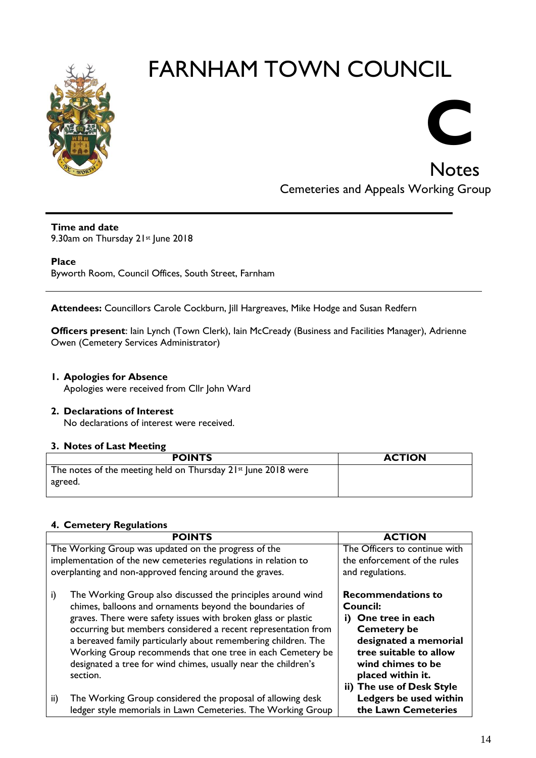# FARNHAM TOWN COUNCIL

# C

## Notes

Cemeteries and Appeals Working Group

---

**Time and date**
9.30am on Thursday 21st June 2018

**Place**
Byworth Room, Council Offices, South Street, Farnham

---

**Attendees:** Councillors Carole Cockburn, Jill Hargreaves, Mike Hodge and Susan Redfern

**Officers present**: Iain Lynch (Town Clerk), Iain McCready (Business and Facilities Manager), Adrienne Owen (Cemetery Services Administrator)

1. **Apologies for Absence**
   Apologies were received from Cllr John Ward

2. **Declarations of Interest**
   No declarations of interest were received.

3. **Notes of Last Meeting**

| POINTS | ACTION |
|---|---|
| The notes of the meeting held on Thursday 21st June 2018 were agreed. | |

4. **Cemetery Regulations**

| POINTS | ACTION |
|---|---|
| The Working Group was updated on the progress of the implementation of the new cemeteries regulations in relation to overplanting and non-approved fencing around the graves.<br><br>i) The Working Group also discussed the principles around wind chimes, balloons and ornaments beyond the boundaries of graves. There were safety issues with broken glass or plastic occurring but members considered a recent representation from a bereaved family particularly about remembering children. The Working Group recommends that one tree in each Cemetery be designated a tree for wind chimes, usually near the children's section.<br><br>ii) The Working Group considered the proposal of allowing desk ledger style memorials in Lawn Cemeteries. The Working Group | The Officers to continue with the enforcement of the rules and regulations.<br><br>**Recommendations to Council:**<br>**i) One tree in each Cemetery be designated a memorial tree suitable to allow wind chimes to be placed within it.**<br>**ii) The use of Desk Style Ledgers be used within the Lawn Cemeteries** |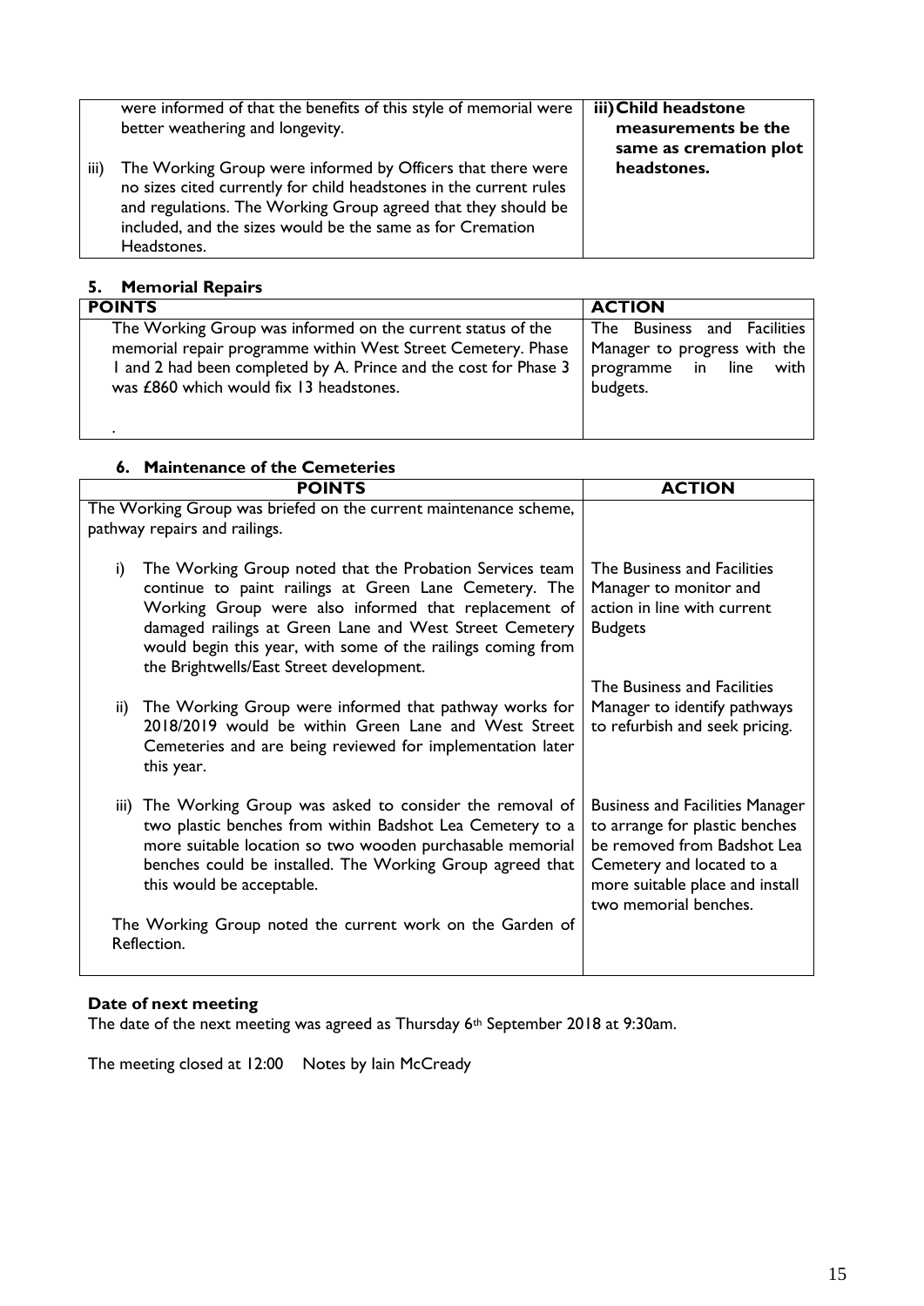| | |
|---|---|
| were informed of that the benefits of this style of memorial were better weathering and longevity.<br><br>iii) The Working Group were informed by Officers that there were no sizes cited currently for child headstones in the current rules and regulations. The Working Group agreed that they should be included, and the sizes would be the same as for Cremation Headstones. | **iii) Child headstone measurements be the same as cremation plot headstones.** |

## 5. Memorial Repairs

| POINTS | ACTION |
|---|---|
| The Working Group was informed on the current status of the memorial repair programme within West Street Cemetery. Phase 1 and 2 had been completed by A. Prince and the cost for Phase 3 was £860 which would fix 13 headstones.<br><br>. | The Business and Facilities Manager to progress with the programme in line with budgets. |

## 6. Maintenance of the Cemeteries

| POINTS | ACTION |
|---|---|
| The Working Group was briefed on the current maintenance scheme, pathway repairs and railings. | |
| i) The Working Group noted that the Probation Services team continue to paint railings at Green Lane Cemetery. The Working Group were also informed that replacement of damaged railings at Green Lane and West Street Cemetery would begin this year, with some of the railings coming from the Brightwells/East Street development. | The Business and Facilities Manager to monitor and action in line with current Budgets |
| ii) The Working Group were informed that pathway works for 2018/2019 would be within Green Lane and West Street Cemeteries and are being reviewed for implementation later this year. | The Business and Facilities Manager to identify pathways to refurbish and seek pricing. |
| iii) The Working Group was asked to consider the removal of two plastic benches from within Badshot Lea Cemetery to a more suitable location so two wooden purchasable memorial benches could be installed. The Working Group agreed that this would be acceptable. | Business and Facilities Manager to arrange for plastic benches be removed from Badshot Lea Cemetery and located to a more suitable place and install two memorial benches. |
| The Working Group noted the current work on the Garden of Reflection. | |

**Date of next meeting**

The date of the next meeting was agreed as Thursday 6th September 2018 at 9:30am.

The meeting closed at 12:00 Notes by Iain McCready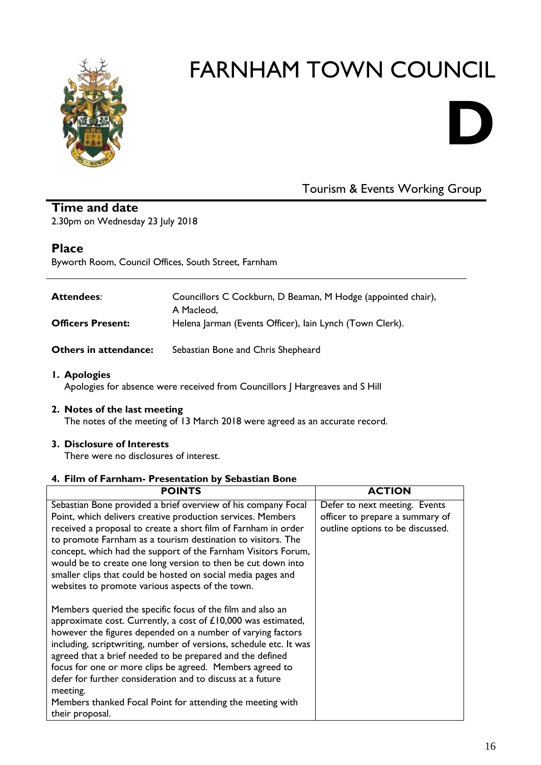# FARNHAM TOWN COUNCIL

# D

Tourism & Events Working Group

## Time and date

2.30pm on Wednesday 23 July 2018

## Place

Byworth Room, Council Offices, South Street, Farnham

---

**Attendees**: Councillors C Cockburn, D Beaman, M Hodge (appointed chair), A Macleod,

**Officers Present:** Helena Jarman (Events Officer), Iain Lynch (Town Clerk).

**Others in attendance:** Sebastian Bone and Chris Shepheard

1. **Apologies**
   Apologies for absence were received from Councillors J Hargreaves and S Hill

2. **Notes of the last meeting**
   The notes of the meeting of 13 March 2018 were agreed as an accurate record.

3. **Disclosure of Interests**
   There were no disclosures of interest.

4. **Film of Farnham- Presentation by Sebastian Bone**

| POINTS | ACTION |
|---|---|
| Sebastian Bone provided a brief overview of his company Focal Point, which delivers creative production services. Members received a proposal to create a short film of Farnham in order to promote Farnham as a tourism destination to visitors. The concept, which had the support of the Farnham Visitors Forum, would be to create one long version to then be cut down into smaller clips that could be hosted on social media pages and websites to promote various aspects of the town.<br><br>Members queried the specific focus of the film and also an approximate cost. Currently, a cost of £10,000 was estimated, however the figures depended on a number of varying factors including, scriptwriting, number of versions, schedule etc. It was agreed that a brief needed to be prepared and the defined focus for one or more clips be agreed. Members agreed to defer for further consideration and to discuss at a future meeting.<br>Members thanked Focal Point for attending the meeting with their proposal. | Defer to next meeting. Events officer to prepare a summary of outline options to be discussed. |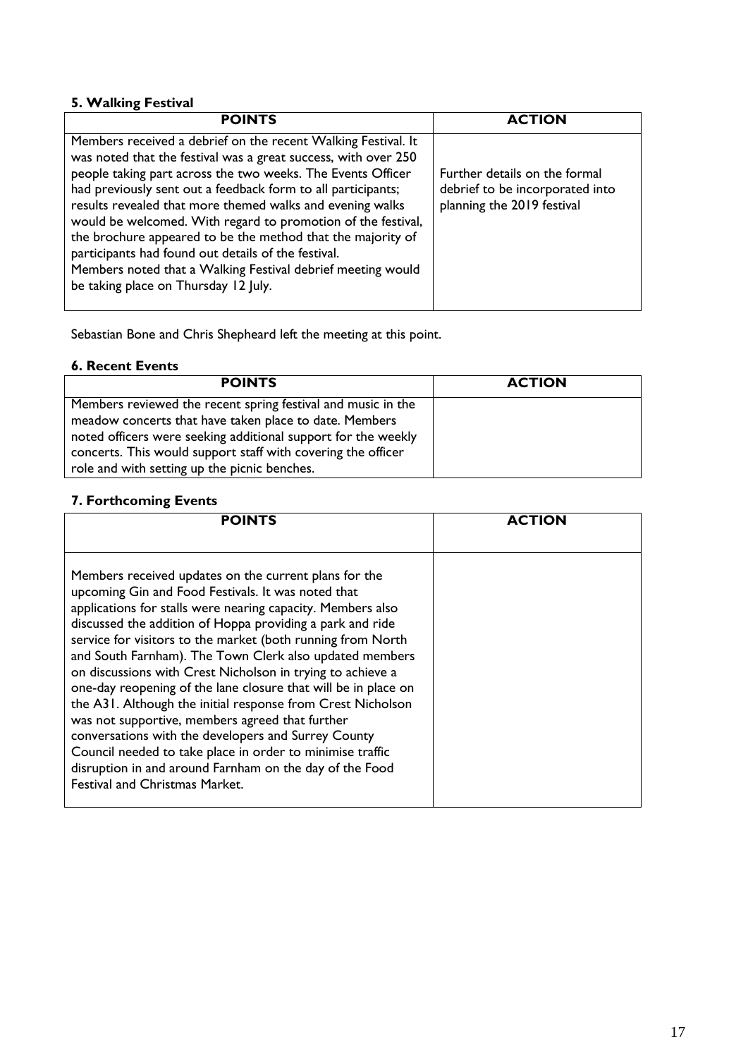**5. Walking Festival**

| POINTS | ACTION |
|---|---|
| Members received a debrief on the recent Walking Festival. It was noted that the festival was a great success, with over 250 people taking part across the two weeks. The Events Officer had previously sent out a feedback form to all participants; results revealed that more themed walks and evening walks would be welcomed. With regard to promotion of the festival, the brochure appeared to be the method that the majority of participants had found out details of the festival. Members noted that a Walking Festival debrief meeting would be taking place on Thursday 12 July. | Further details on the formal debrief to be incorporated into planning the 2019 festival |

Sebastian Bone and Chris Shepheard left the meeting at this point.

**6. Recent Events**

| POINTS | ACTION |
|---|---|
| Members reviewed the recent spring festival and music in the meadow concerts that have taken place to date. Members noted officers were seeking additional support for the weekly concerts. This would support staff with covering the officer role and with setting up the picnic benches. | |

**7. Forthcoming Events**

| POINTS | ACTION |
|---|---|
| Members received updates on the current plans for the upcoming Gin and Food Festivals. It was noted that applications for stalls were nearing capacity. Members also discussed the addition of Hoppa providing a park and ride service for visitors to the market (both running from North and South Farnham). The Town Clerk also updated members on discussions with Crest Nicholson in trying to achieve a one-day reopening of the lane closure that will be in place on the A31. Although the initial response from Crest Nicholson was not supportive, members agreed that further conversations with the developers and Surrey County Council needed to take place in order to minimise traffic disruption in and around Farnham on the day of the Food Festival and Christmas Market. | |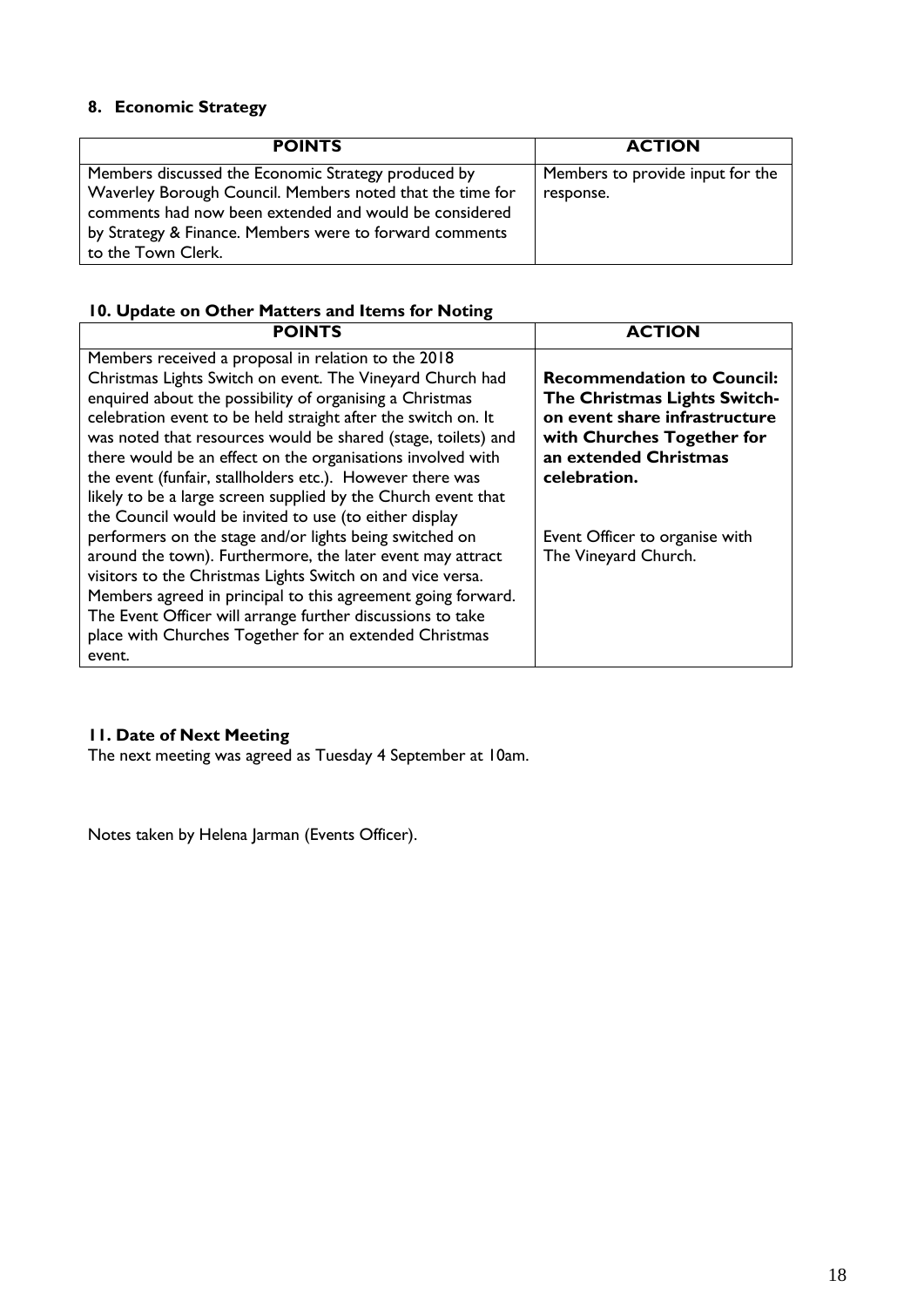## 8. Economic Strategy

| POINTS | ACTION |
|---|---|
| Members discussed the Economic Strategy produced by Waverley Borough Council. Members noted that the time for comments had now been extended and would be considered by Strategy & Finance. Members were to forward comments to the Town Clerk. | Members to provide input for the response. |

## 10. Update on Other Matters and Items for Noting

| POINTS | ACTION |
|---|---|
| Members received a proposal in relation to the 2018 Christmas Lights Switch on event. The Vineyard Church had enquired about the possibility of organising a Christmas celebration event to be held straight after the switch on. It was noted that resources would be shared (stage, toilets) and there would be an effect on the organisations involved with the event (funfair, stallholders etc.). However there was likely to be a large screen supplied by the Church event that the Council would be invited to use (to either display performers on the stage and/or lights being switched on around the town). Furthermore, the later event may attract visitors to the Christmas Lights Switch on and vice versa. Members agreed in principal to this agreement going forward. The Event Officer will arrange further discussions to take place with Churches Together for an extended Christmas event. | **Recommendation to Council: The Christmas Lights Switch-on event share infrastructure with Churches Together for an extended Christmas celebration.** <br><br> Event Officer to organise with The Vineyard Church. |

## 11. Date of Next Meeting

The next meeting was agreed as Tuesday 4 September at 10am.

Notes taken by Helena Jarman (Events Officer).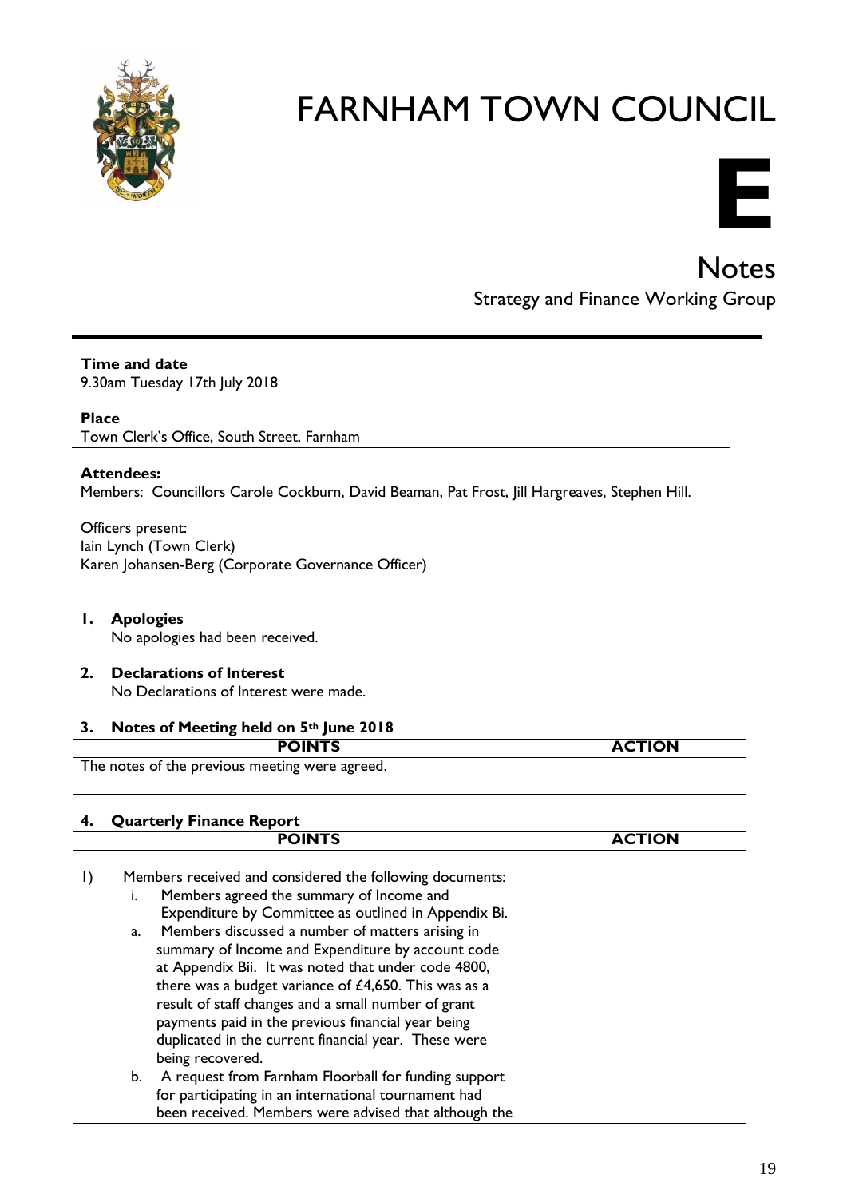# FARNHAM TOWN COUNCIL

# E

## Notes

### Strategy and Finance Working Group

**Time and date**
9.30am Tuesday 17th July 2018

**Place**
Town Clerk's Office, South Street, Farnham

**Attendees:**
Members: Councillors Carole Cockburn, David Beaman, Pat Frost, Jill Hargreaves, Stephen Hill.

Officers present:
Iain Lynch (Town Clerk)
Karen Johansen-Berg (Corporate Governance Officer)

1. **Apologies**
   No apologies had been received.

2. **Declarations of Interest**
   No Declarations of Interest were made.

3. **Notes of Meeting held on 5th June 2018**

| POINTS | ACTION |
|---|---|
| The notes of the previous meeting were agreed. | |

4. **Quarterly Finance Report**

| POINTS | ACTION |
|---|---|
| 1) Members received and considered the following documents:<br>i. Members agreed the summary of Income and Expenditure by Committee as outlined in Appendix Bi.<br>a. Members discussed a number of matters arising in summary of Income and Expenditure by account code at Appendix Bii. It was noted that under code 4800, there was a budget variance of £4,650. This was as a result of staff changes and a small number of grant payments paid in the previous financial year being duplicated in the current financial year. These were being recovered.<br>b. A request from Farnham Floorball for funding support for participating in an international tournament had been received. Members were advised that although the | |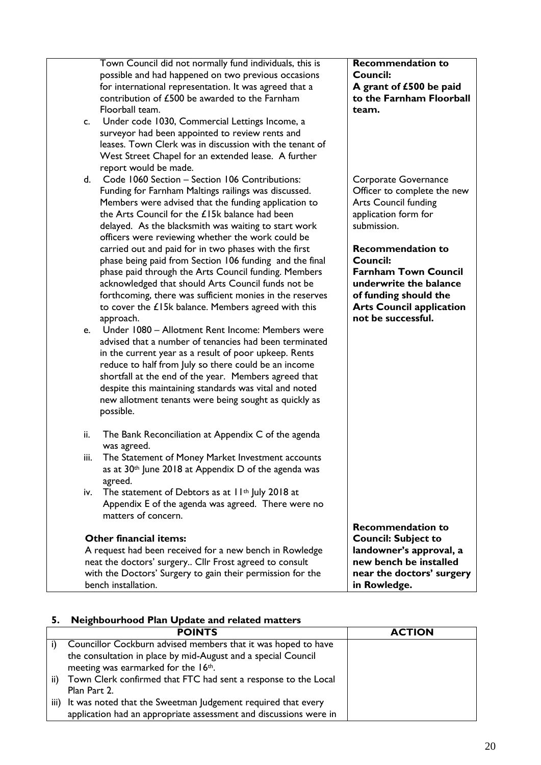| | |
|---|---|
| Town Council did not normally fund individuals, this is possible and had happened on two previous occasions for international representation. It was agreed that a contribution of £500 be awarded to the Farnham Floorball team. | **Recommendation to Council:** **A grant of £500 be paid to the Farnham Floorball team.** |
| c. Under code 1030, Commercial Lettings Income, a surveyor had been appointed to review rents and leases. Town Clerk was in discussion with the tenant of West Street Chapel for an extended lease. A further report would be made. | |
| d. Code 1060 Section – Section 106 Contributions: Funding for Farnham Maltings railings was discussed. Members were advised that the funding application to the Arts Council for the £15k balance had been delayed. As the blacksmith was waiting to start work officers were reviewing whether the work could be carried out and paid for in two phases with the first phase being paid from Section 106 funding and the final phase paid through the Arts Council funding. Members acknowledged that should Arts Council funds not be forthcoming, there was sufficient monies in the reserves to cover the £15k balance. Members agreed with this approach. | Corporate Governance Officer to complete the new Arts Council funding application form for submission. **Recommendation to Council:** **Farnham Town Council underwrite the balance of funding should the Arts Council application not be successful.** |
| e. Under 1080 – Allotment Rent Income: Members were advised that a number of tenancies had been terminated in the current year as a result of poor upkeep. Rents reduce to half from July so there could be an income shortfall at the end of the year. Members agreed that despite this maintaining standards was vital and noted new allotment tenants were being sought as quickly as possible. | |
| ii. The Bank Reconciliation at Appendix C of the agenda was agreed. iii. The Statement of Money Market Investment accounts as at 30th June 2018 at Appendix D of the agenda was agreed. iv. The statement of Debtors as at 11th July 2018 at Appendix E of the agenda was agreed. There were no matters of concern. | |
| **Other financial items:** A request had been received for a new bench in Rowledge neat the doctors' surgery.. Cllr Frost agreed to consult with the Doctors' Surgery to gain their permission for the bench installation. | **Recommendation to Council: Subject to landowner's approval, a new bench be installed near the doctors' surgery in Rowledge.** |

## 5. Neighbourhood Plan Update and related matters

| POINTS | ACTION |
|---|---|
| i) Councillor Cockburn advised members that it was hoped to have the consultation in place by mid-August and a special Council meeting was earmarked for the 16th. | |
| ii) Town Clerk confirmed that FTC had sent a response to the Local Plan Part 2. | |
| iii) It was noted that the Sweetman Judgement required that every application had an appropriate assessment and discussions were in | |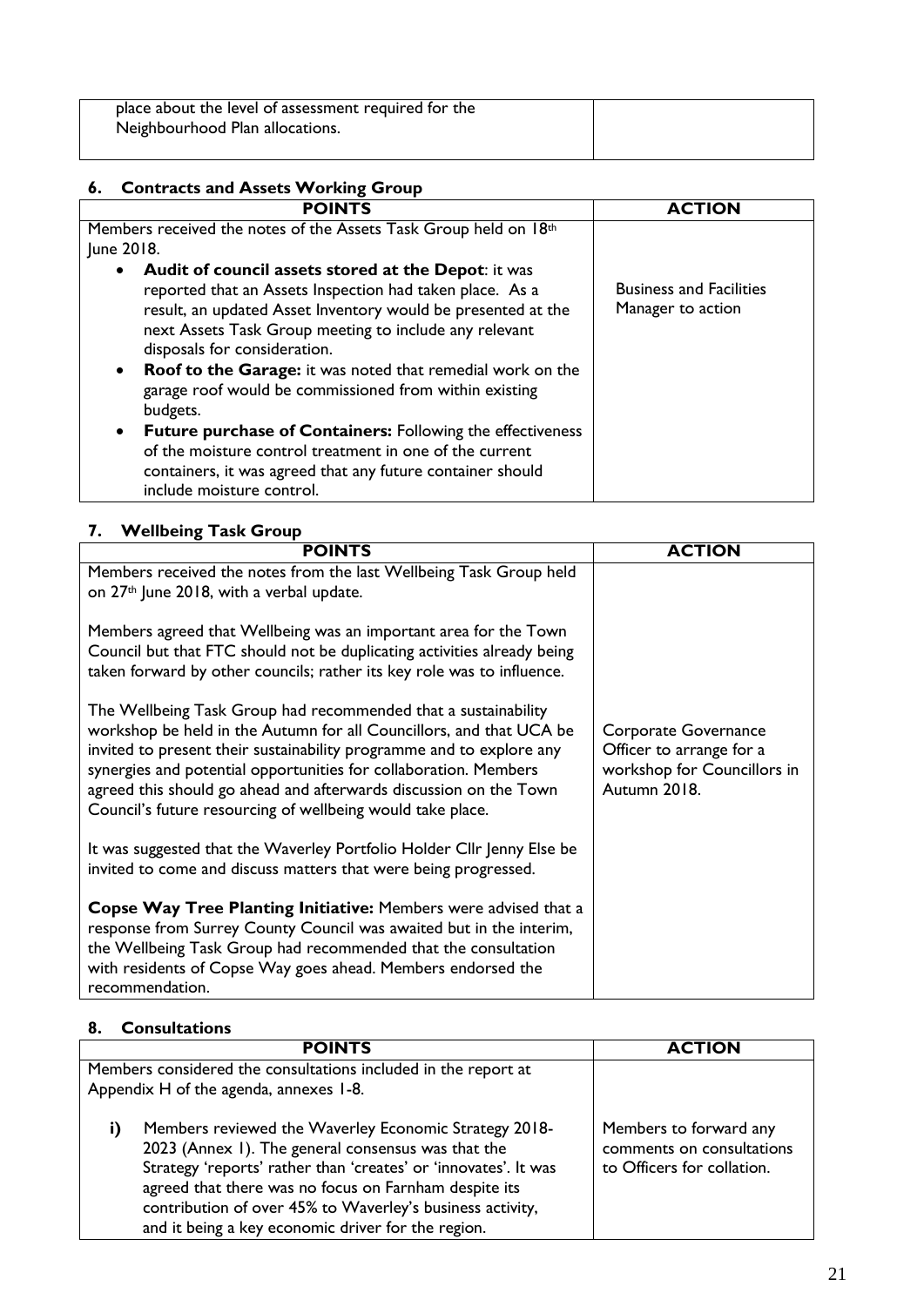| | |
|---|---|
| place about the level of assessment required for the Neighbourhood Plan allocations. | |

## 6. Contracts and Assets Working Group

| POINTS | ACTION |
|---|---|
| Members received the notes of the Assets Task Group held on 18th June 2018.<br>• **Audit of council assets stored at the Depot**: it was reported that an Assets Inspection had taken place. As a result, an updated Asset Inventory would be presented at the next Assets Task Group meeting to include any relevant disposals for consideration.<br>• **Roof to the Garage:** it was noted that remedial work on the garage roof would be commissioned from within existing budgets.<br>• **Future purchase of Containers:** Following the effectiveness of the moisture control treatment in one of the current containers, it was agreed that any future container should include moisture control. | Business and Facilities Manager to action |

## 7. Wellbeing Task Group

| POINTS | ACTION |
|---|---|
| Members received the notes from the last Wellbeing Task Group held on 27th June 2018, with a verbal update.<br><br>Members agreed that Wellbeing was an important area for the Town Council but that FTC should not be duplicating activities already being taken forward by other councils; rather its key role was to influence.<br><br>The Wellbeing Task Group had recommended that a sustainability workshop be held in the Autumn for all Councillors, and that UCA be invited to present their sustainability programme and to explore any synergies and potential opportunities for collaboration. Members agreed this should go ahead and afterwards discussion on the Town Council's future resourcing of wellbeing would take place.<br><br>It was suggested that the Waverley Portfolio Holder Cllr Jenny Else be invited to come and discuss matters that were being progressed.<br><br>**Copse Way Tree Planting Initiative:** Members were advised that a response from Surrey County Council was awaited but in the interim, the Wellbeing Task Group had recommended that the consultation with residents of Copse Way goes ahead. Members endorsed the recommendation. | Corporate Governance Officer to arrange for a workshop for Councillors in Autumn 2018. |

## 8. Consultations

| POINTS | ACTION |
|---|---|
| Members considered the consultations included in the report at Appendix H of the agenda, annexes 1-8.<br><br>**i)** Members reviewed the Waverley Economic Strategy 2018-2023 (Annex 1). The general consensus was that the Strategy 'reports' rather than 'creates' or 'innovates'. It was agreed that there was no focus on Farnham despite its contribution of over 45% to Waverley's business activity, and it being a key economic driver for the region. | Members to forward any comments on consultations to Officers for collation. |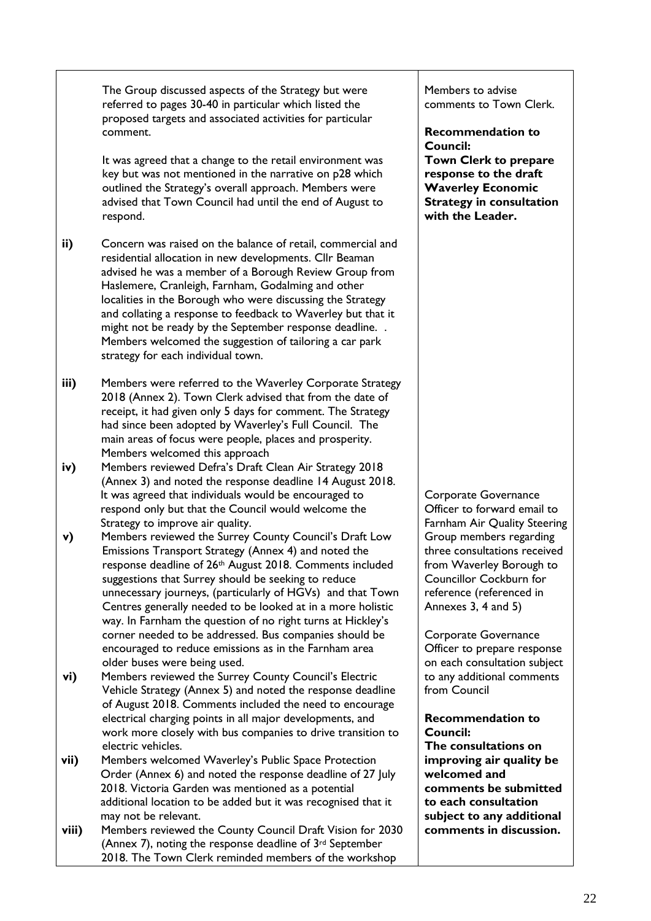| | | |
|---|---|---|
| | The Group discussed aspects of the Strategy but were referred to pages 30-40 in particular which listed the proposed targets and associated activities for particular comment.<br><br>It was agreed that a change to the retail environment was key but was not mentioned in the narrative on p28 which outlined the Strategy's overall approach. Members were advised that Town Council had until the end of August to respond. | Members to advise comments to Town Clerk.<br><br>**Recommendation to Council: Town Clerk to prepare response to the draft Waverley Economic Strategy in consultation with the Leader.** |
| **ii)** | Concern was raised on the balance of retail, commercial and residential allocation in new developments. Cllr Beaman advised he was a member of a Borough Review Group from Haslemere, Cranleigh, Farnham, Godalming and other localities in the Borough who were discussing the Strategy and collating a response to feedback to Waverley but that it might not be ready by the September response deadline. . Members welcomed the suggestion of tailoring a car park strategy for each individual town. | |
| **iii)** | Members were referred to the Waverley Corporate Strategy 2018 (Annex 2). Town Clerk advised that from the date of receipt, it had given only 5 days for comment. The Strategy had since been adopted by Waverley's Full Council. The main areas of focus were people, places and prosperity. Members welcomed this approach | |
| **iv)** | Members reviewed Defra's Draft Clean Air Strategy 2018 (Annex 3) and noted the response deadline 14 August 2018. It was agreed that individuals would be encouraged to respond only but that the Council would welcome the Strategy to improve air quality. | Corporate Governance Officer to forward email to Farnham Air Quality Steering Group members regarding three consultations received from Waverley Borough to Councillor Cockburn for reference (referenced in Annexes 3, 4 and 5)<br><br>Corporate Governance Officer to prepare response on each consultation subject to any additional comments from Council<br><br>**Recommendation to Council: The consultations on improving air quality be welcomed and comments be submitted to each consultation subject to any additional comments in discussion.** |
| **v)** | Members reviewed the Surrey County Council's Draft Low Emissions Transport Strategy (Annex 4) and noted the response deadline of 26th August 2018. Comments included suggestions that Surrey should be seeking to reduce unnecessary journeys, (particularly of HGVs) and that Town Centres generally needed to be looked at in a more holistic way. In Farnham the question of no right turns at Hickley's corner needed to be addressed. Bus companies should be encouraged to reduce emissions as in the Farnham area older buses were being used. | |
| **vi)** | Members reviewed the Surrey County Council's Electric Vehicle Strategy (Annex 5) and noted the response deadline of August 2018. Comments included the need to encourage electrical charging points in all major developments, and work more closely with bus companies to drive transition to electric vehicles. | |
| **vii)** | Members welcomed Waverley's Public Space Protection Order (Annex 6) and noted the response deadline of 27 July 2018. Victoria Garden was mentioned as a potential additional location to be added but it was recognised that it may not be relevant. | |
| **viii)** | Members reviewed the County Council Draft Vision for 2030 (Annex 7), noting the response deadline of 3rd September 2018. The Town Clerk reminded members of the workshop | |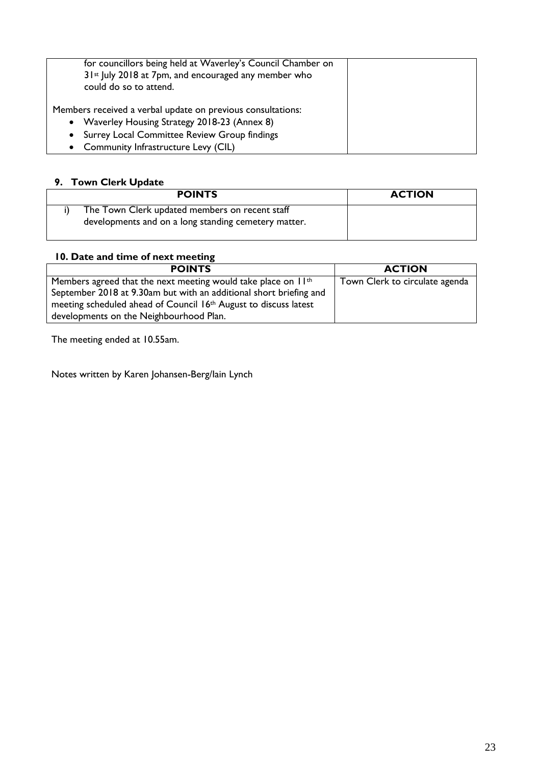| | |
|---|---|
| for councillors being held at Waverley's Council Chamber on 31st July 2018 at 7pm, and encouraged any member who could do so to attend.<br><br>Members received a verbal update on previous consultations:<br>• Waverley Housing Strategy 2018-23 (Annex 8)<br>• Surrey Local Committee Review Group findings<br>• Community Infrastructure Levy (CIL) | |

### 9. Town Clerk Update

| POINTS | ACTION |
|---|---|
| i) The Town Clerk updated members on recent staff developments and on a long standing cemetery matter. | |

### 10. Date and time of next meeting

| POINTS | ACTION |
|---|---|
| Members agreed that the next meeting would take place on 11th September 2018 at 9.30am but with an additional short briefing and meeting scheduled ahead of Council 16th August to discuss latest developments on the Neighbourhood Plan. | Town Clerk to circulate agenda |

The meeting ended at 10.55am.

Notes written by Karen Johansen-Berg/Iain Lynch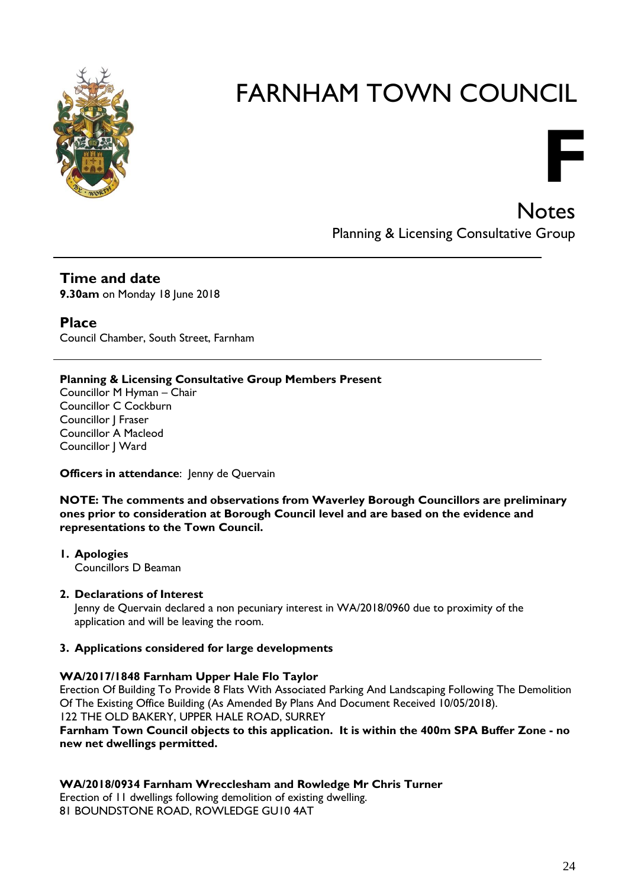# FARNHAM TOWN COUNCIL

**F**

## Notes

Planning & Licensing Consultative Group

---

### Time and date

**9.30am** on Monday 18 June 2018

### Place

Council Chamber, South Street, Farnham

---

**Planning & Licensing Consultative Group Members Present**
Councillor M Hyman – Chair
Councillor C Cockburn
Councillor J Fraser
Councillor A Macleod
Councillor J Ward

**Officers in attendance**: Jenny de Quervain

**NOTE: The comments and observations from Waverley Borough Councillors are preliminary ones prior to consideration at Borough Council level and are based on the evidence and representations to the Town Council.**

1. **Apologies**
   Councillors D Beaman

2. **Declarations of Interest**
   Jenny de Quervain declared a non pecuniary interest in WA/2018/0960 due to proximity of the application and will be leaving the room.

3. **Applications considered for large developments**

**WA/2017/1848 Farnham Upper Hale Flo Taylor**
Erection Of Building To Provide 8 Flats With Associated Parking And Landscaping Following The Demolition Of The Existing Office Building (As Amended By Plans And Document Received 10/05/2018).
122 THE OLD BAKERY, UPPER HALE ROAD, SURREY
**Farnham Town Council objects to this application. It is within the 400m SPA Buffer Zone - no new net dwellings permitted.**

**WA/2018/0934 Farnham Wrecclesham and Rowledge Mr Chris Turner**
Erection of 11 dwellings following demolition of existing dwelling.
81 BOUNDSTONE ROAD, ROWLEDGE GU10 4AT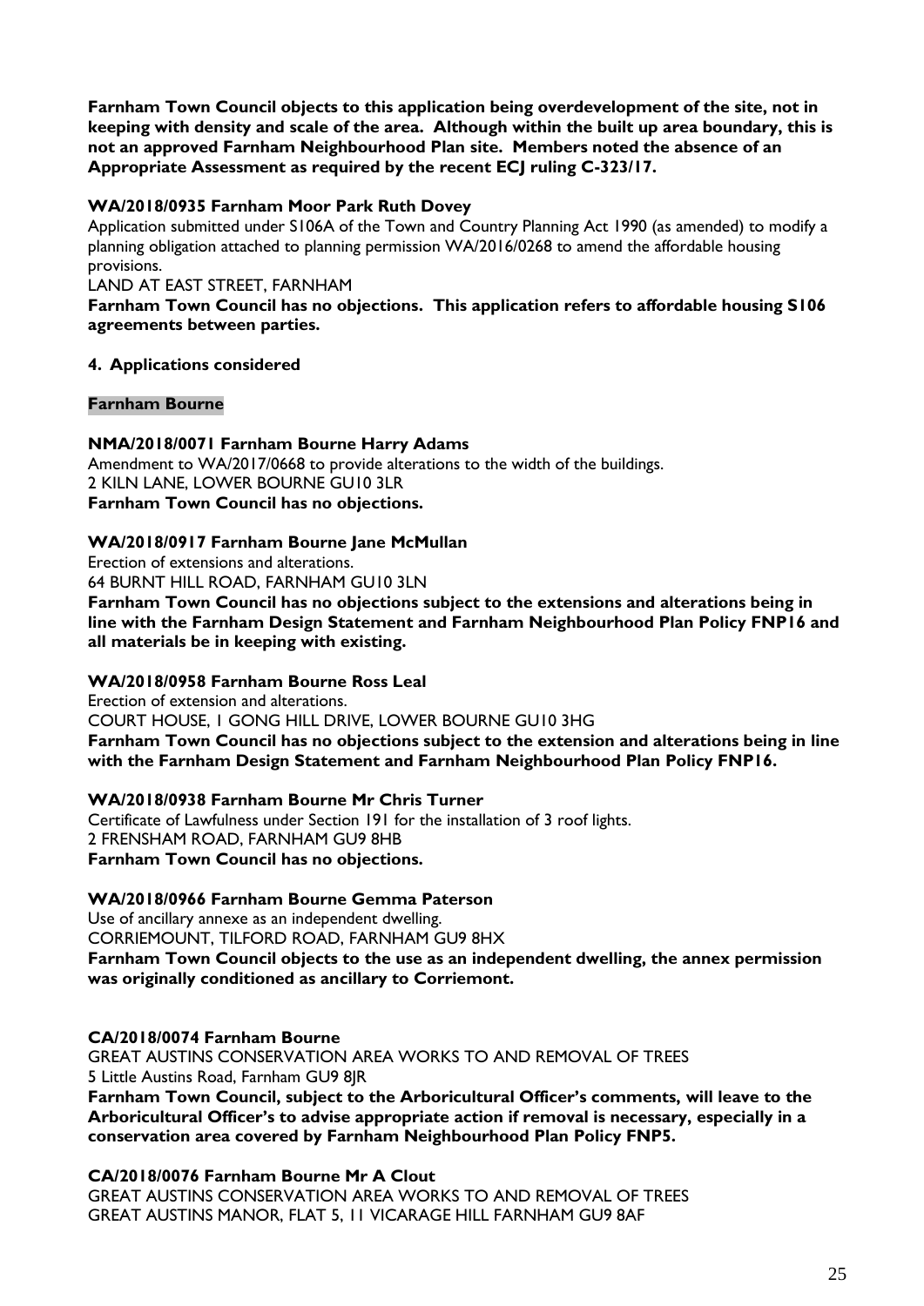**Farnham Town Council objects to this application being overdevelopment of the site, not in keeping with density and scale of the area. Although within the built up area boundary, this is not an approved Farnham Neighbourhood Plan site. Members noted the absence of an Appropriate Assessment as required by the recent ECJ ruling C-323/17.**

**WA/2018/0935 Farnham Moor Park Ruth Dovey**

Application submitted under S106A of the Town and Country Planning Act 1990 (as amended) to modify a planning obligation attached to planning permission WA/2016/0268 to amend the affordable housing provisions.

LAND AT EAST STREET, FARNHAM

**Farnham Town Council has no objections. This application refers to affordable housing S106 agreements between parties.**

**4. Applications considered**

**Farnham Bourne**

**NMA/2018/0071 Farnham Bourne Harry Adams**

Amendment to WA/2017/0668 to provide alterations to the width of the buildings.

2 KILN LANE, LOWER BOURNE GU10 3LR

**Farnham Town Council has no objections.**

**WA/2018/0917 Farnham Bourne Jane McMullan**

Erection of extensions and alterations.

64 BURNT HILL ROAD, FARNHAM GU10 3LN

**Farnham Town Council has no objections subject to the extensions and alterations being in line with the Farnham Design Statement and Farnham Neighbourhood Plan Policy FNP16 and all materials be in keeping with existing.**

**WA/2018/0958 Farnham Bourne Ross Leal**

Erection of extension and alterations.

COURT HOUSE, 1 GONG HILL DRIVE, LOWER BOURNE GU10 3HG

**Farnham Town Council has no objections subject to the extension and alterations being in line with the Farnham Design Statement and Farnham Neighbourhood Plan Policy FNP16.**

**WA/2018/0938 Farnham Bourne Mr Chris Turner**

Certificate of Lawfulness under Section 191 for the installation of 3 roof lights.

2 FRENSHAM ROAD, FARNHAM GU9 8HB

**Farnham Town Council has no objections.**

**WA/2018/0966 Farnham Bourne Gemma Paterson**

Use of ancillary annexe as an independent dwelling.

CORRIEMOUNT, TILFORD ROAD, FARNHAM GU9 8HX

**Farnham Town Council objects to the use as an independent dwelling, the annex permission was originally conditioned as ancillary to Corriemont.**

**CA/2018/0074 Farnham Bourne**

GREAT AUSTINS CONSERVATION AREA WORKS TO AND REMOVAL OF TREES

5 Little Austins Road, Farnham GU9 8JR

**Farnham Town Council, subject to the Arboricultural Officer's comments, will leave to the Arboricultural Officer's to advise appropriate action if removal is necessary, especially in a conservation area covered by Farnham Neighbourhood Plan Policy FNP5.**

**CA/2018/0076 Farnham Bourne Mr A Clout**

GREAT AUSTINS CONSERVATION AREA WORKS TO AND REMOVAL OF TREES

GREAT AUSTINS MANOR, FLAT 5, 11 VICARAGE HILL FARNHAM GU9 8AF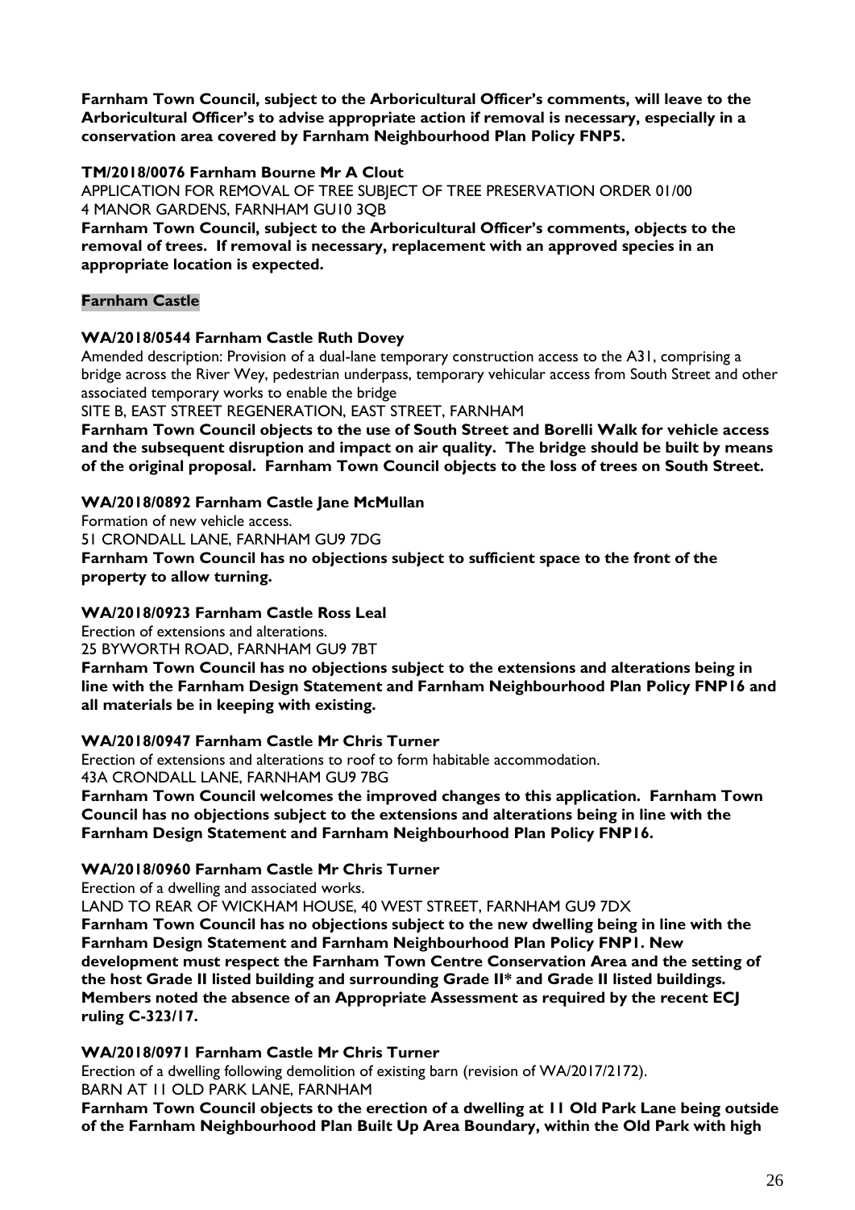**Farnham Town Council, subject to the Arboricultural Officer's comments, will leave to the Arboricultural Officer's to advise appropriate action if removal is necessary, especially in a conservation area covered by Farnham Neighbourhood Plan Policy FNP5.**

**TM/2018/0076 Farnham Bourne Mr A Clout**

APPLICATION FOR REMOVAL OF TREE SUBJECT OF TREE PRESERVATION ORDER 01/00
4 MANOR GARDENS, FARNHAM GU10 3QB

**Farnham Town Council, subject to the Arboricultural Officer's comments, objects to the removal of trees. If removal is necessary, replacement with an approved species in an appropriate location is expected.**

**Farnham Castle**

**WA/2018/0544 Farnham Castle Ruth Dovey**

Amended description: Provision of a dual-lane temporary construction access to the A31, comprising a bridge across the River Wey, pedestrian underpass, temporary vehicular access from South Street and other associated temporary works to enable the bridge
SITE B, EAST STREET REGENERATION, EAST STREET, FARNHAM

**Farnham Town Council objects to the use of South Street and Borelli Walk for vehicle access and the subsequent disruption and impact on air quality. The bridge should be built by means of the original proposal. Farnham Town Council objects to the loss of trees on South Street.**

**WA/2018/0892 Farnham Castle Jane McMullan**

Formation of new vehicle access.
51 CRONDALL LANE, FARNHAM GU9 7DG

**Farnham Town Council has no objections subject to sufficient space to the front of the property to allow turning.**

**WA/2018/0923 Farnham Castle Ross Leal**

Erection of extensions and alterations.
25 BYWORTH ROAD, FARNHAM GU9 7BT

**Farnham Town Council has no objections subject to the extensions and alterations being in line with the Farnham Design Statement and Farnham Neighbourhood Plan Policy FNP16 and all materials be in keeping with existing.**

**WA/2018/0947 Farnham Castle Mr Chris Turner**

Erection of extensions and alterations to roof to form habitable accommodation.
43A CRONDALL LANE, FARNHAM GU9 7BG

**Farnham Town Council welcomes the improved changes to this application. Farnham Town Council has no objections subject to the extensions and alterations being in line with the Farnham Design Statement and Farnham Neighbourhood Plan Policy FNP16.**

**WA/2018/0960 Farnham Castle Mr Chris Turner**

Erection of a dwelling and associated works.
LAND TO REAR OF WICKHAM HOUSE, 40 WEST STREET, FARNHAM GU9 7DX

**Farnham Town Council has no objections subject to the new dwelling being in line with the Farnham Design Statement and Farnham Neighbourhood Plan Policy FNP1. New development must respect the Farnham Town Centre Conservation Area and the setting of the host Grade II listed building and surrounding Grade II\* and Grade II listed buildings. Members noted the absence of an Appropriate Assessment as required by the recent ECJ ruling C-323/17.**

**WA/2018/0971 Farnham Castle Mr Chris Turner**

Erection of a dwelling following demolition of existing barn (revision of WA/2017/2172).
BARN AT 11 OLD PARK LANE, FARNHAM

**Farnham Town Council objects to the erection of a dwelling at 11 Old Park Lane being outside of the Farnham Neighbourhood Plan Built Up Area Boundary, within the Old Park with high**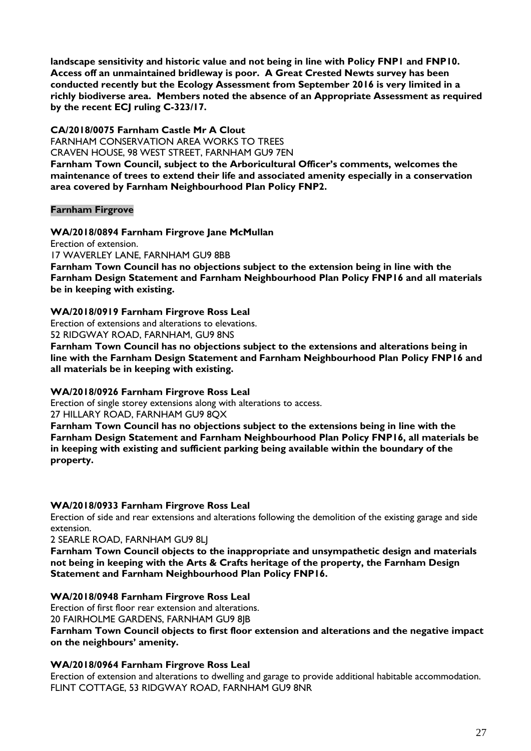**landscape sensitivity and historic value and not being in line with Policy FNP1 and FNP10. Access off an unmaintained bridleway is poor. A Great Crested Newts survey has been conducted recently but the Ecology Assessment from September 2016 is very limited in a richly biodiverse area. Members noted the absence of an Appropriate Assessment as required by the recent ECJ ruling C-323/17.**

**CA/2018/0075 Farnham Castle Mr A Clout**
FARNHAM CONSERVATION AREA WORKS TO TREES
CRAVEN HOUSE, 98 WEST STREET, FARNHAM GU9 7EN
**Farnham Town Council, subject to the Arboricultural Officer's comments, welcomes the maintenance of trees to extend their life and associated amenity especially in a conservation area covered by Farnham Neighbourhood Plan Policy FNP2.**

**Farnham Firgrove**

**WA/2018/0894 Farnham Firgrove Jane McMullan**
Erection of extension.
17 WAVERLEY LANE, FARNHAM GU9 8BB
**Farnham Town Council has no objections subject to the extension being in line with the Farnham Design Statement and Farnham Neighbourhood Plan Policy FNP16 and all materials be in keeping with existing.**

**WA/2018/0919 Farnham Firgrove Ross Leal**
Erection of extensions and alterations to elevations.
52 RIDGWAY ROAD, FARNHAM, GU9 8NS
**Farnham Town Council has no objections subject to the extensions and alterations being in line with the Farnham Design Statement and Farnham Neighbourhood Plan Policy FNP16 and all materials be in keeping with existing.**

**WA/2018/0926 Farnham Firgrove Ross Leal**
Erection of single storey extensions along with alterations to access.
27 HILLARY ROAD, FARNHAM GU9 8QX
**Farnham Town Council has no objections subject to the extensions being in line with the Farnham Design Statement and Farnham Neighbourhood Plan Policy FNP16, all materials be in keeping with existing and sufficient parking being available within the boundary of the property.**

**WA/2018/0933 Farnham Firgrove Ross Leal**
Erection of side and rear extensions and alterations following the demolition of the existing garage and side extension.
2 SEARLE ROAD, FARNHAM GU9 8LJ
**Farnham Town Council objects to the inappropriate and unsympathetic design and materials not being in keeping with the Arts & Crafts heritage of the property, the Farnham Design Statement and Farnham Neighbourhood Plan Policy FNP16.**

**WA/2018/0948 Farnham Firgrove Ross Leal**
Erection of first floor rear extension and alterations.
20 FAIRHOLME GARDENS, FARNHAM GU9 8JB
**Farnham Town Council objects to first floor extension and alterations and the negative impact on the neighbours' amenity.**

**WA/2018/0964 Farnham Firgrove Ross Leal**
Erection of extension and alterations to dwelling and garage to provide additional habitable accommodation.
FLINT COTTAGE, 53 RIDGWAY ROAD, FARNHAM GU9 8NR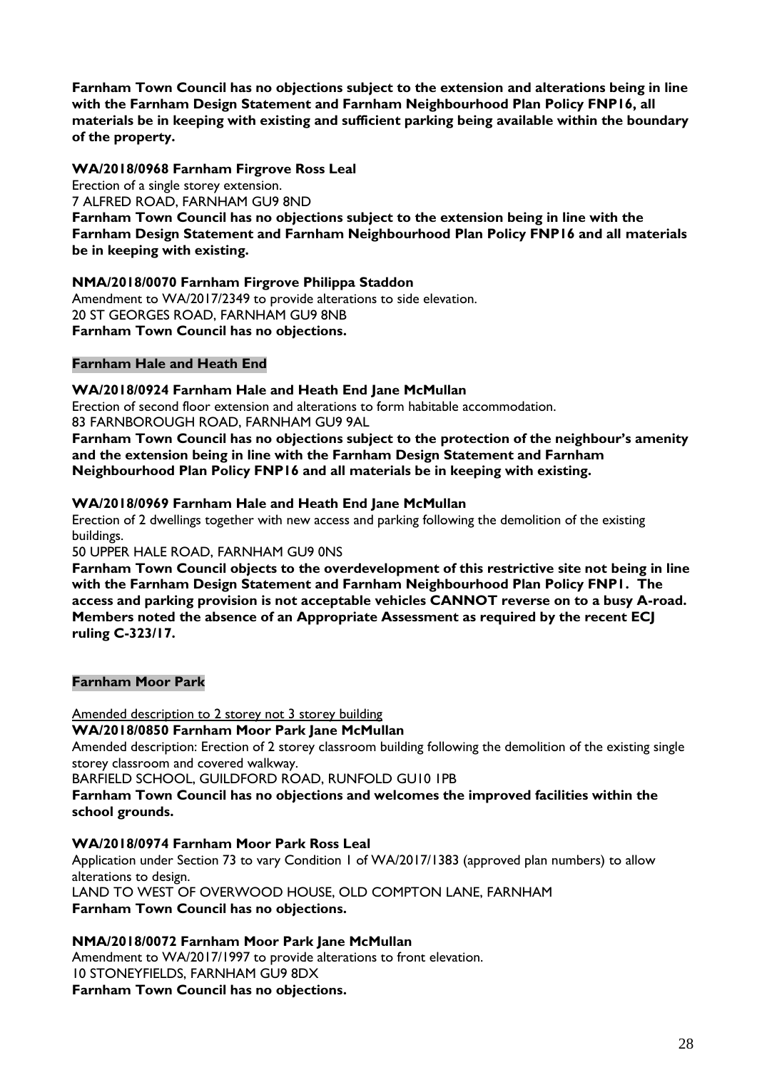**Farnham Town Council has no objections subject to the extension and alterations being in line with the Farnham Design Statement and Farnham Neighbourhood Plan Policy FNP16, all materials be in keeping with existing and sufficient parking being available within the boundary of the property.**

**WA/2018/0968 Farnham Firgrove Ross Leal**
Erection of a single storey extension.
7 ALFRED ROAD, FARNHAM GU9 8ND
**Farnham Town Council has no objections subject to the extension being in line with the Farnham Design Statement and Farnham Neighbourhood Plan Policy FNP16 and all materials be in keeping with existing.**

**NMA/2018/0070 Farnham Firgrove Philippa Staddon**
Amendment to WA/2017/2349 to provide alterations to side elevation.
20 ST GEORGES ROAD, FARNHAM GU9 8NB
**Farnham Town Council has no objections.**

**Farnham Hale and Heath End**

**WA/2018/0924 Farnham Hale and Heath End Jane McMullan**
Erection of second floor extension and alterations to form habitable accommodation.
83 FARNBOROUGH ROAD, FARNHAM GU9 9AL
**Farnham Town Council has no objections subject to the protection of the neighbour's amenity and the extension being in line with the Farnham Design Statement and Farnham Neighbourhood Plan Policy FNP16 and all materials be in keeping with existing.**

**WA/2018/0969 Farnham Hale and Heath End Jane McMullan**
Erection of 2 dwellings together with new access and parking following the demolition of the existing buildings.
50 UPPER HALE ROAD, FARNHAM GU9 0NS
**Farnham Town Council objects to the overdevelopment of this restrictive site not being in line with the Farnham Design Statement and Farnham Neighbourhood Plan Policy FNP1. The access and parking provision is not acceptable vehicles CANNOT reverse on to a busy A-road. Members noted the absence of an Appropriate Assessment as required by the recent ECJ ruling C-323/17.**

**Farnham Moor Park**

Amended description to 2 storey not 3 storey building
**WA/2018/0850 Farnham Moor Park Jane McMullan**
Amended description: Erection of 2 storey classroom building following the demolition of the existing single storey classroom and covered walkway.
BARFIELD SCHOOL, GUILDFORD ROAD, RUNFOLD GU10 1PB
**Farnham Town Council has no objections and welcomes the improved facilities within the school grounds.**

**WA/2018/0974 Farnham Moor Park Ross Leal**
Application under Section 73 to vary Condition 1 of WA/2017/1383 (approved plan numbers) to allow alterations to design.
LAND TO WEST OF OVERWOOD HOUSE, OLD COMPTON LANE, FARNHAM
**Farnham Town Council has no objections.**

**NMA/2018/0072 Farnham Moor Park Jane McMullan**
Amendment to WA/2017/1997 to provide alterations to front elevation.
10 STONEYFIELDS, FARNHAM GU9 8DX
**Farnham Town Council has no objections.**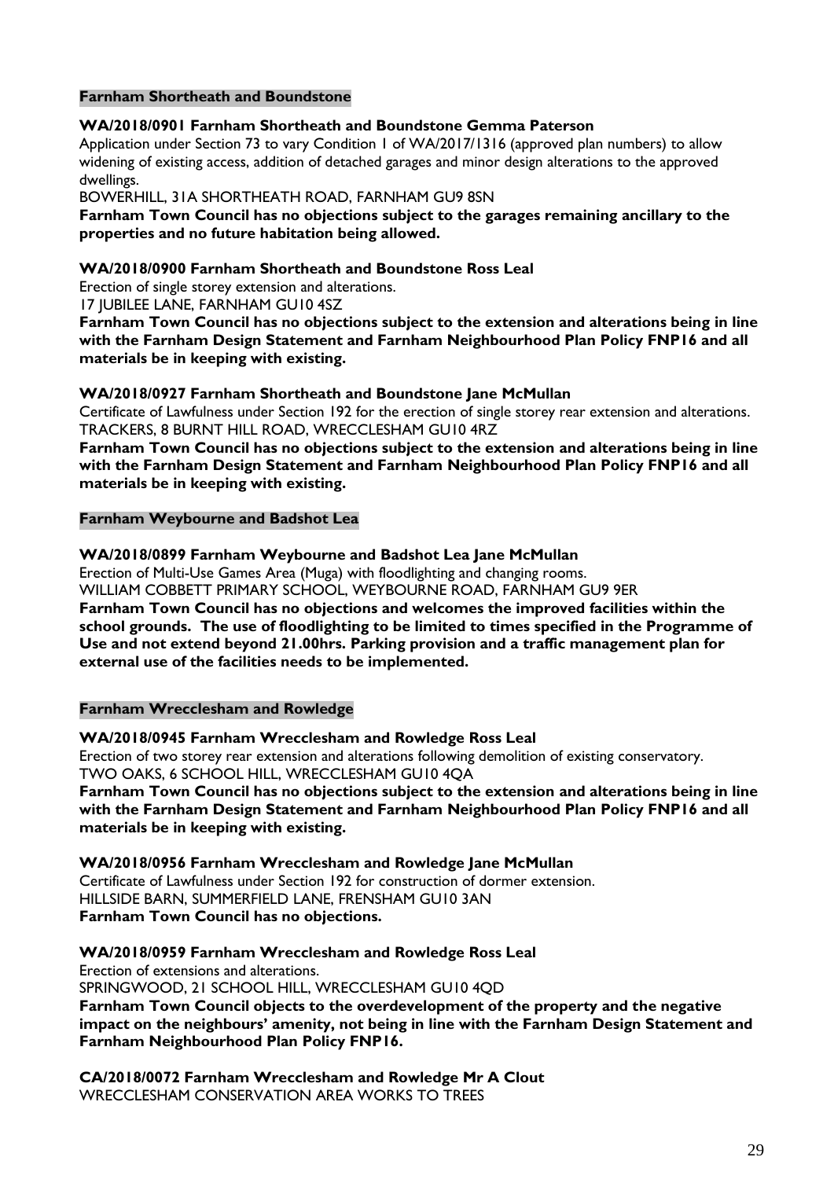## Farnham Shortheath and Boundstone

**WA/2018/0901 Farnham Shortheath and Boundstone Gemma Paterson**

Application under Section 73 to vary Condition 1 of WA/2017/1316 (approved plan numbers) to allow widening of existing access, addition of detached garages and minor design alterations to the approved dwellings.

BOWERHILL, 31A SHORTHEATH ROAD, FARNHAM GU9 8SN

**Farnham Town Council has no objections subject to the garages remaining ancillary to the properties and no future habitation being allowed.**

**WA/2018/0900 Farnham Shortheath and Boundstone Ross Leal**

Erection of single storey extension and alterations.

17 JUBILEE LANE, FARNHAM GU10 4SZ

**Farnham Town Council has no objections subject to the extension and alterations being in line with the Farnham Design Statement and Farnham Neighbourhood Plan Policy FNP16 and all materials be in keeping with existing.**

**WA/2018/0927 Farnham Shortheath and Boundstone Jane McMullan**

Certificate of Lawfulness under Section 192 for the erection of single storey rear extension and alterations.

TRACKERS, 8 BURNT HILL ROAD, WRECCLESHAM GU10 4RZ

**Farnham Town Council has no objections subject to the extension and alterations being in line with the Farnham Design Statement and Farnham Neighbourhood Plan Policy FNP16 and all materials be in keeping with existing.**

## Farnham Weybourne and Badshot Lea

**WA/2018/0899 Farnham Weybourne and Badshot Lea Jane McMullan**

Erection of Multi-Use Games Area (Muga) with floodlighting and changing rooms.

WILLIAM COBBETT PRIMARY SCHOOL, WEYBOURNE ROAD, FARNHAM GU9 9ER

**Farnham Town Council has no objections and welcomes the improved facilities within the school grounds. The use of floodlighting to be limited to times specified in the Programme of Use and not extend beyond 21.00hrs. Parking provision and a traffic management plan for external use of the facilities needs to be implemented.**

## Farnham Wrecclesham and Rowledge

**WA/2018/0945 Farnham Wrecclesham and Rowledge Ross Leal**

Erection of two storey rear extension and alterations following demolition of existing conservatory.

TWO OAKS, 6 SCHOOL HILL, WRECCLESHAM GU10 4QA

**Farnham Town Council has no objections subject to the extension and alterations being in line with the Farnham Design Statement and Farnham Neighbourhood Plan Policy FNP16 and all materials be in keeping with existing.**

**WA/2018/0956 Farnham Wrecclesham and Rowledge Jane McMullan**

Certificate of Lawfulness under Section 192 for construction of dormer extension.

HILLSIDE BARN, SUMMERFIELD LANE, FRENSHAM GU10 3AN

**Farnham Town Council has no objections.**

**WA/2018/0959 Farnham Wrecclesham and Rowledge Ross Leal**

Erection of extensions and alterations.

SPRINGWOOD, 21 SCHOOL HILL, WRECCLESHAM GU10 4QD

**Farnham Town Council objects to the overdevelopment of the property and the negative impact on the neighbours' amenity, not being in line with the Farnham Design Statement and Farnham Neighbourhood Plan Policy FNP16.**

**CA/2018/0072 Farnham Wrecclesham and Rowledge Mr A Clout**

WRECCLESHAM CONSERVATION AREA WORKS TO TREES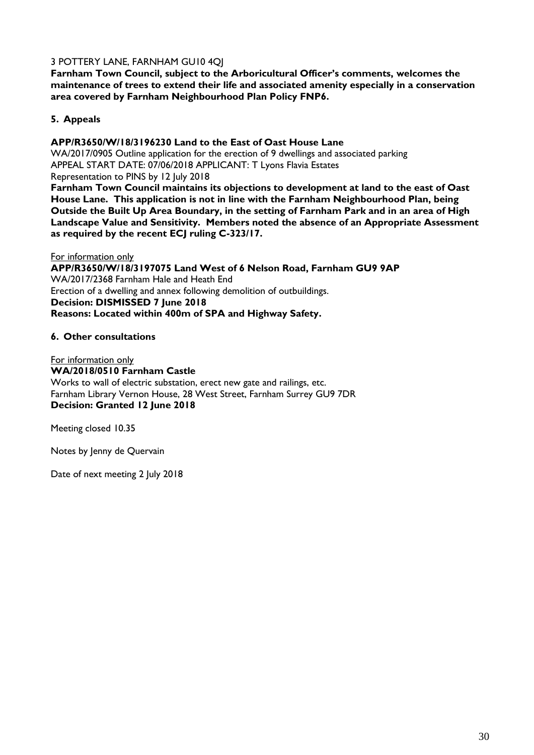3 POTTERY LANE, FARNHAM GU10 4QJ

**Farnham Town Council, subject to the Arboricultural Officer's comments, welcomes the maintenance of trees to extend their life and associated amenity especially in a conservation area covered by Farnham Neighbourhood Plan Policy FNP6.**

## 5. Appeals

**APP/R3650/W/18/3196230 Land to the East of Oast House Lane**

WA/2017/0905 Outline application for the erection of 9 dwellings and associated parking
APPEAL START DATE: 07/06/2018 APPLICANT: T Lyons Flavia Estates
Representation to PINS by 12 July 2018

**Farnham Town Council maintains its objections to development at land to the east of Oast House Lane. This application is not in line with the Farnham Neighbourhood Plan, being Outside the Built Up Area Boundary, in the setting of Farnham Park and in an area of High Landscape Value and Sensitivity. Members noted the absence of an Appropriate Assessment as required by the recent ECJ ruling C-323/17.**

For information only

**APP/R3650/W/18/3197075 Land West of 6 Nelson Road, Farnham GU9 9AP**

WA/2017/2368 Farnham Hale and Heath End
Erection of a dwelling and annex following demolition of outbuildings.
**Decision: DISMISSED 7 June 2018**
**Reasons: Located within 400m of SPA and Highway Safety.**

## 6. Other consultations

For information only

**WA/2018/0510 Farnham Castle**

Works to wall of electric substation, erect new gate and railings, etc.
Farnham Library Vernon House, 28 West Street, Farnham Surrey GU9 7DR
**Decision: Granted 12 June 2018**

Meeting closed 10.35

Notes by Jenny de Quervain

Date of next meeting 2 July 2018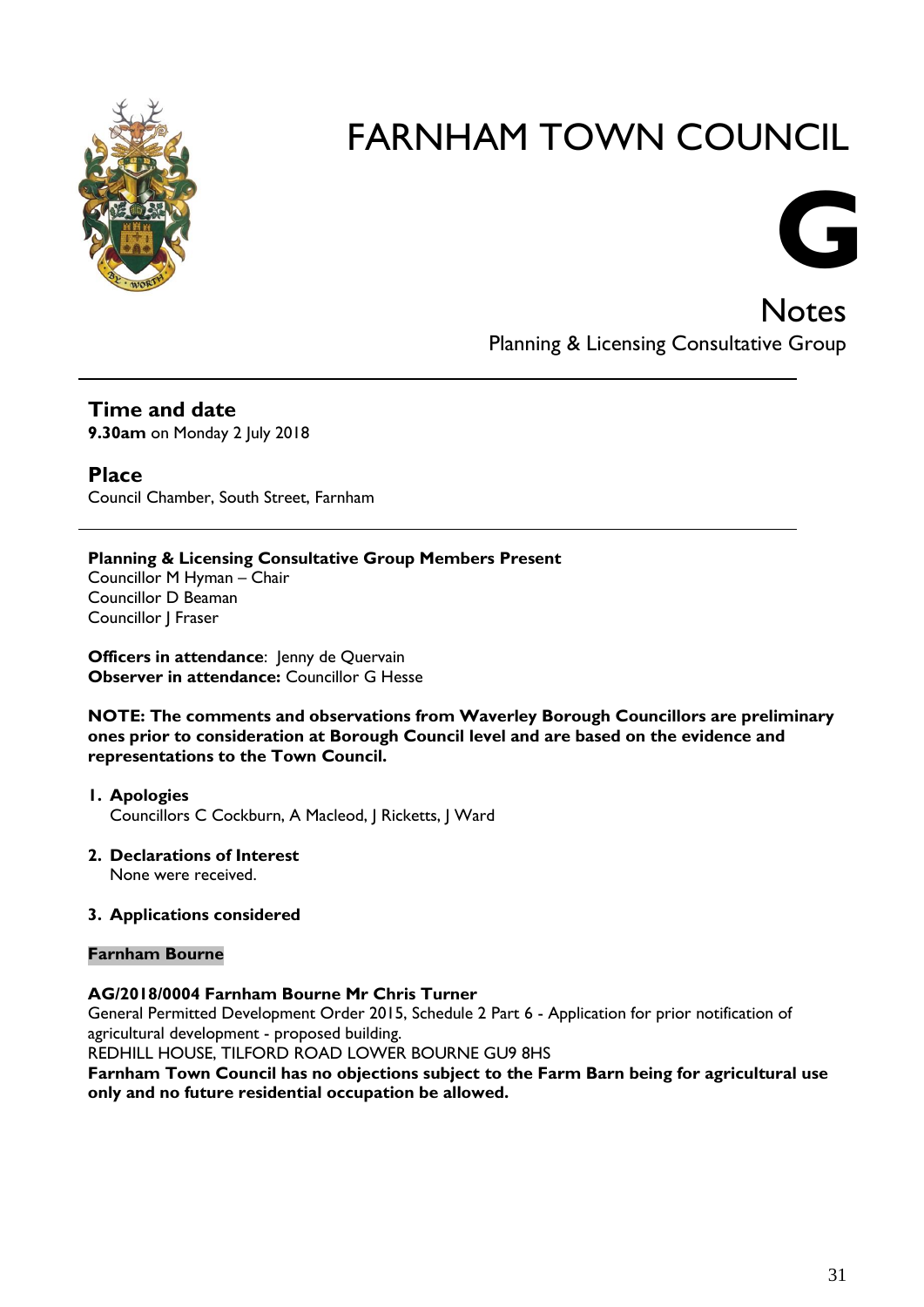# FARNHAM TOWN COUNCIL

# G

## Notes

Planning & Licensing Consultative Group

---

### Time and date

**9.30am** on Monday 2 July 2018

### Place

Council Chamber, South Street, Farnham

---

**Planning & Licensing Consultative Group Members Present**
Councillor M Hyman – Chair
Councillor D Beaman
Councillor J Fraser

**Officers in attendance**: Jenny de Quervain
**Observer in attendance:** Councillor G Hesse

**NOTE: The comments and observations from Waverley Borough Councillors are preliminary ones prior to consideration at Borough Council level and are based on the evidence and representations to the Town Council.**

1. **Apologies**
   Councillors C Cockburn, A Macleod, J Ricketts, J Ward

2. **Declarations of Interest**
   None were received.

3. **Applications considered**

**Farnham Bourne**

**AG/2018/0004 Farnham Bourne Mr Chris Turner**
General Permitted Development Order 2015, Schedule 2 Part 6 - Application for prior notification of agricultural development - proposed building.
REDHILL HOUSE, TILFORD ROAD LOWER BOURNE GU9 8HS
**Farnham Town Council has no objections subject to the Farm Barn being for agricultural use only and no future residential occupation be allowed.**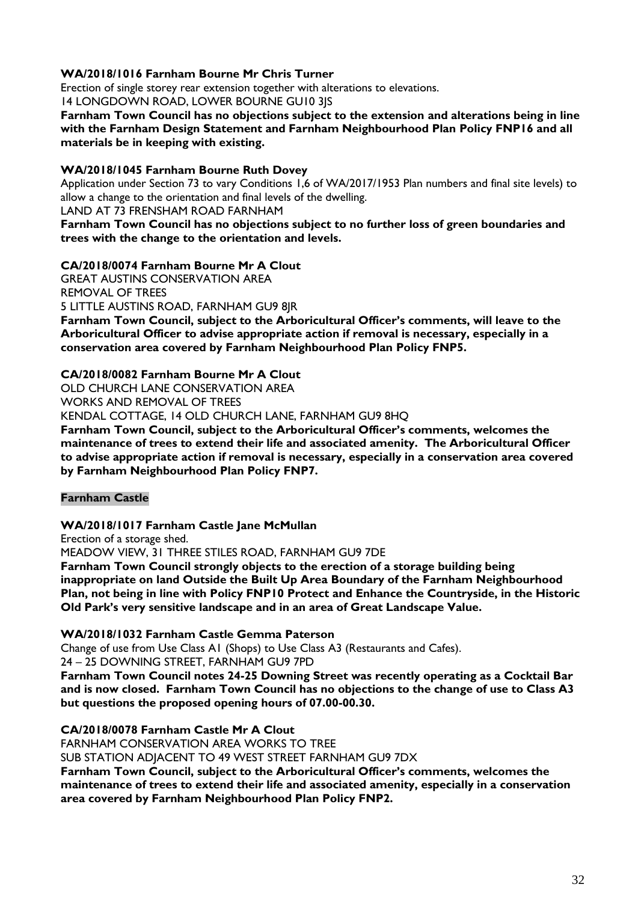**WA/2018/1016 Farnham Bourne Mr Chris Turner**

Erection of single storey rear extension together with alterations to elevations.

14 LONGDOWN ROAD, LOWER BOURNE GU10 3JS

**Farnham Town Council has no objections subject to the extension and alterations being in line with the Farnham Design Statement and Farnham Neighbourhood Plan Policy FNP16 and all materials be in keeping with existing.**

**WA/2018/1045 Farnham Bourne Ruth Dovey**

Application under Section 73 to vary Conditions 1,6 of WA/2017/1953 Plan numbers and final site levels) to allow a change to the orientation and final levels of the dwelling.

LAND AT 73 FRENSHAM ROAD FARNHAM

**Farnham Town Council has no objections subject to no further loss of green boundaries and trees with the change to the orientation and levels.**

**CA/2018/0074 Farnham Bourne Mr A Clout**

GREAT AUSTINS CONSERVATION AREA

REMOVAL OF TREES

5 LITTLE AUSTINS ROAD, FARNHAM GU9 8JR

**Farnham Town Council, subject to the Arboricultural Officer's comments, will leave to the Arboricultural Officer to advise appropriate action if removal is necessary, especially in a conservation area covered by Farnham Neighbourhood Plan Policy FNP5.**

**CA/2018/0082 Farnham Bourne Mr A Clout**

OLD CHURCH LANE CONSERVATION AREA

WORKS AND REMOVAL OF TREES

KENDAL COTTAGE, 14 OLD CHURCH LANE, FARNHAM GU9 8HQ

**Farnham Town Council, subject to the Arboricultural Officer's comments, welcomes the maintenance of trees to extend their life and associated amenity. The Arboricultural Officer to advise appropriate action if removal is necessary, especially in a conservation area covered by Farnham Neighbourhood Plan Policy FNP7.**

**Farnham Castle**

**WA/2018/1017 Farnham Castle Jane McMullan**

Erection of a storage shed.

MEADOW VIEW, 31 THREE STILES ROAD, FARNHAM GU9 7DE

**Farnham Town Council strongly objects to the erection of a storage building being inappropriate on land Outside the Built Up Area Boundary of the Farnham Neighbourhood Plan, not being in line with Policy FNP10 Protect and Enhance the Countryside, in the Historic Old Park's very sensitive landscape and in an area of Great Landscape Value.**

**WA/2018/1032 Farnham Castle Gemma Paterson**

Change of use from Use Class A1 (Shops) to Use Class A3 (Restaurants and Cafes).

24 – 25 DOWNING STREET, FARNHAM GU9 7PD

**Farnham Town Council notes 24-25 Downing Street was recently operating as a Cocktail Bar and is now closed. Farnham Town Council has no objections to the change of use to Class A3 but questions the proposed opening hours of 07.00-00.30.**

**CA/2018/0078 Farnham Castle Mr A Clout**

FARNHAM CONSERVATION AREA WORKS TO TREE

SUB STATION ADJACENT TO 49 WEST STREET FARNHAM GU9 7DX

**Farnham Town Council, subject to the Arboricultural Officer's comments, welcomes the maintenance of trees to extend their life and associated amenity, especially in a conservation area covered by Farnham Neighbourhood Plan Policy FNP2.**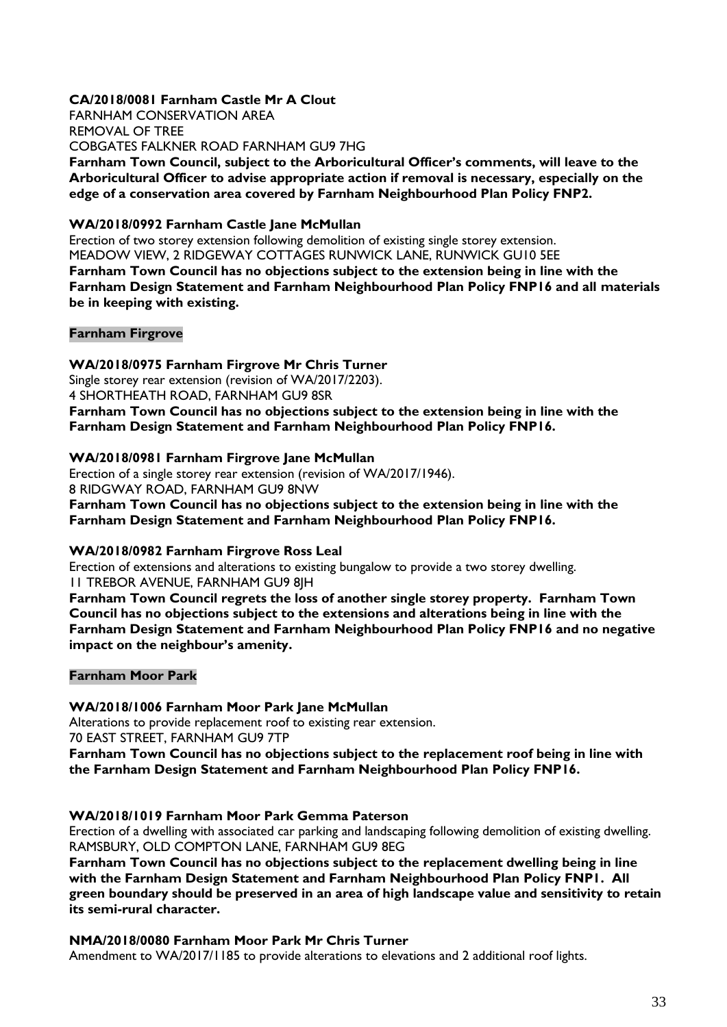**CA/2018/0081 Farnham Castle Mr A Clout**
FARNHAM CONSERVATION AREA
REMOVAL OF TREE
COBGATES FALKNER ROAD FARNHAM GU9 7HG
**Farnham Town Council, subject to the Arboricultural Officer's comments, will leave to the Arboricultural Officer to advise appropriate action if removal is necessary, especially on the edge of a conservation area covered by Farnham Neighbourhood Plan Policy FNP2.**

**WA/2018/0992 Farnham Castle Jane McMullan**
Erection of two storey extension following demolition of existing single storey extension.
MEADOW VIEW, 2 RIDGEWAY COTTAGES RUNWICK LANE, RUNWICK GU10 5EE
**Farnham Town Council has no objections subject to the extension being in line with the Farnham Design Statement and Farnham Neighbourhood Plan Policy FNP16 and all materials be in keeping with existing.**

**Farnham Firgrove**

**WA/2018/0975 Farnham Firgrove Mr Chris Turner**
Single storey rear extension (revision of WA/2017/2203).
4 SHORTHEATH ROAD, FARNHAM GU9 8SR
**Farnham Town Council has no objections subject to the extension being in line with the Farnham Design Statement and Farnham Neighbourhood Plan Policy FNP16.**

**WA/2018/0981 Farnham Firgrove Jane McMullan**
Erection of a single storey rear extension (revision of WA/2017/1946).
8 RIDGWAY ROAD, FARNHAM GU9 8NW
**Farnham Town Council has no objections subject to the extension being in line with the Farnham Design Statement and Farnham Neighbourhood Plan Policy FNP16.**

**WA/2018/0982 Farnham Firgrove Ross Leal**
Erection of extensions and alterations to existing bungalow to provide a two storey dwelling.
11 TREBOR AVENUE, FARNHAM GU9 8JH
**Farnham Town Council regrets the loss of another single storey property. Farnham Town Council has no objections subject to the extensions and alterations being in line with the Farnham Design Statement and Farnham Neighbourhood Plan Policy FNP16 and no negative impact on the neighbour's amenity.**

**Farnham Moor Park**

**WA/2018/1006 Farnham Moor Park Jane McMullan**
Alterations to provide replacement roof to existing rear extension.
70 EAST STREET, FARNHAM GU9 7TP
**Farnham Town Council has no objections subject to the replacement roof being in line with the Farnham Design Statement and Farnham Neighbourhood Plan Policy FNP16.**

**WA/2018/1019 Farnham Moor Park Gemma Paterson**
Erection of a dwelling with associated car parking and landscaping following demolition of existing dwelling.
RAMSBURY, OLD COMPTON LANE, FARNHAM GU9 8EG
**Farnham Town Council has no objections subject to the replacement dwelling being in line with the Farnham Design Statement and Farnham Neighbourhood Plan Policy FNP1. All green boundary should be preserved in an area of high landscape value and sensitivity to retain its semi-rural character.**

**NMA/2018/0080 Farnham Moor Park Mr Chris Turner**
Amendment to WA/2017/1185 to provide alterations to elevations and 2 additional roof lights.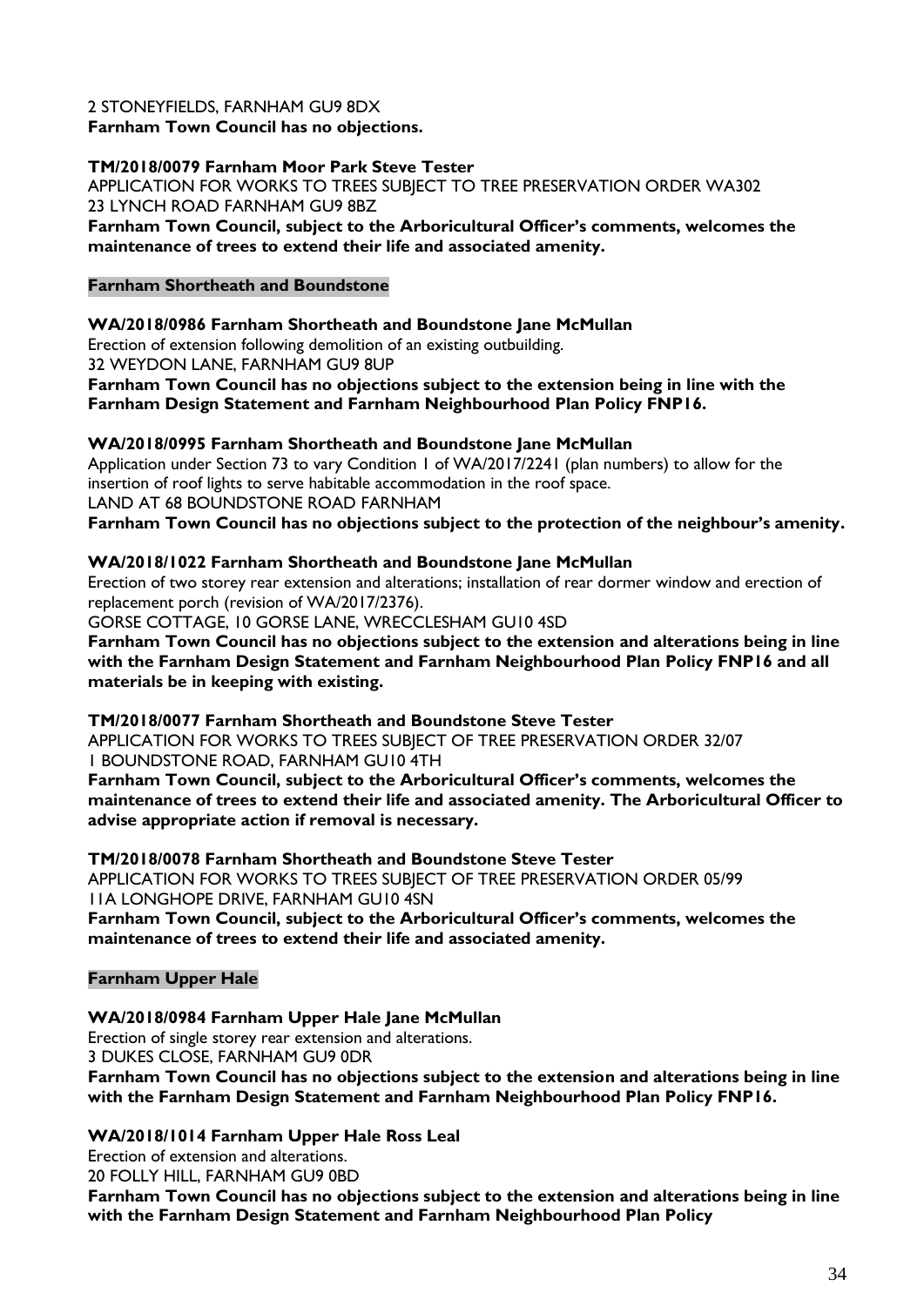2 STONEYFIELDS, FARNHAM GU9 8DX
**Farnham Town Council has no objections.**

**TM/2018/0079 Farnham Moor Park Steve Tester**
APPLICATION FOR WORKS TO TREES SUBJECT TO TREE PRESERVATION ORDER WA302
23 LYNCH ROAD FARNHAM GU9 8BZ
**Farnham Town Council, subject to the Arboricultural Officer's comments, welcomes the maintenance of trees to extend their life and associated amenity.**

**Farnham Shortheath and Boundstone**

**WA/2018/0986 Farnham Shortheath and Boundstone Jane McMullan**
Erection of extension following demolition of an existing outbuilding.
32 WEYDON LANE, FARNHAM GU9 8UP
**Farnham Town Council has no objections subject to the extension being in line with the Farnham Design Statement and Farnham Neighbourhood Plan Policy FNP16.**

**WA/2018/0995 Farnham Shortheath and Boundstone Jane McMullan**
Application under Section 73 to vary Condition 1 of WA/2017/2241 (plan numbers) to allow for the insertion of roof lights to serve habitable accommodation in the roof space.
LAND AT 68 BOUNDSTONE ROAD FARNHAM
**Farnham Town Council has no objections subject to the protection of the neighbour's amenity.**

**WA/2018/1022 Farnham Shortheath and Boundstone Jane McMullan**
Erection of two storey rear extension and alterations; installation of rear dormer window and erection of replacement porch (revision of WA/2017/2376).
GORSE COTTAGE, 10 GORSE LANE, WRECCLESHAM GU10 4SD
**Farnham Town Council has no objections subject to the extension and alterations being in line with the Farnham Design Statement and Farnham Neighbourhood Plan Policy FNP16 and all materials be in keeping with existing.**

**TM/2018/0077 Farnham Shortheath and Boundstone Steve Tester**
APPLICATION FOR WORKS TO TREES SUBJECT OF TREE PRESERVATION ORDER 32/07
1 BOUNDSTONE ROAD, FARNHAM GU10 4TH
**Farnham Town Council, subject to the Arboricultural Officer's comments, welcomes the maintenance of trees to extend their life and associated amenity. The Arboricultural Officer to advise appropriate action if removal is necessary.**

**TM/2018/0078 Farnham Shortheath and Boundstone Steve Tester**
APPLICATION FOR WORKS TO TREES SUBJECT OF TREE PRESERVATION ORDER 05/99
11A LONGHOPE DRIVE, FARNHAM GU10 4SN
**Farnham Town Council, subject to the Arboricultural Officer's comments, welcomes the maintenance of trees to extend their life and associated amenity.**

**Farnham Upper Hale**

**WA/2018/0984 Farnham Upper Hale Jane McMullan**
Erection of single storey rear extension and alterations.
3 DUKES CLOSE, FARNHAM GU9 0DR
**Farnham Town Council has no objections subject to the extension and alterations being in line with the Farnham Design Statement and Farnham Neighbourhood Plan Policy FNP16.**

**WA/2018/1014 Farnham Upper Hale Ross Leal**
Erection of extension and alterations.
20 FOLLY HILL, FARNHAM GU9 0BD
**Farnham Town Council has no objections subject to the extension and alterations being in line with the Farnham Design Statement and Farnham Neighbourhood Plan Policy**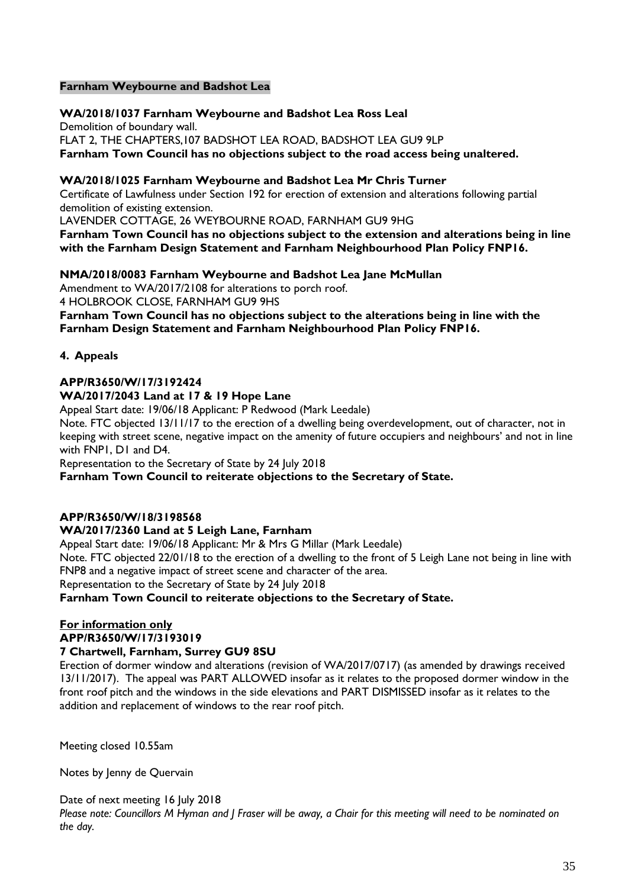**Farnham Weybourne and Badshot Lea**

**WA/2018/1037 Farnham Weybourne and Badshot Lea Ross Leal**
Demolition of boundary wall.
FLAT 2, THE CHAPTERS,107 BADSHOT LEA ROAD, BADSHOT LEA GU9 9LP
**Farnham Town Council has no objections subject to the road access being unaltered.**

**WA/2018/1025 Farnham Weybourne and Badshot Lea Mr Chris Turner**
Certificate of Lawfulness under Section 192 for erection of extension and alterations following partial demolition of existing extension.
LAVENDER COTTAGE, 26 WEYBOURNE ROAD, FARNHAM GU9 9HG
**Farnham Town Council has no objections subject to the extension and alterations being in line with the Farnham Design Statement and Farnham Neighbourhood Plan Policy FNP16.**

**NMA/2018/0083 Farnham Weybourne and Badshot Lea Jane McMullan**
Amendment to WA/2017/2108 for alterations to porch roof.
4 HOLBROOK CLOSE, FARNHAM GU9 9HS
**Farnham Town Council has no objections subject to the alterations being in line with the Farnham Design Statement and Farnham Neighbourhood Plan Policy FNP16.**

**4. Appeals**

**APP/R3650/W/17/3192424**
**WA/2017/2043 Land at 17 & 19 Hope Lane**
Appeal Start date: 19/06/18 Applicant: P Redwood (Mark Leedale)
Note. FTC objected 13/11/17 to the erection of a dwelling being overdevelopment, out of character, not in keeping with street scene, negative impact on the amenity of future occupiers and neighbours' and not in line with FNP1, D1 and D4.
Representation to the Secretary of State by 24 July 2018
**Farnham Town Council to reiterate objections to the Secretary of State.**

**APP/R3650/W/18/3198568**
**WA/2017/2360 Land at 5 Leigh Lane, Farnham**
Appeal Start date: 19/06/18 Applicant: Mr & Mrs G Millar (Mark Leedale)
Note. FTC objected 22/01/18 to the erection of a dwelling to the front of 5 Leigh Lane not being in line with FNP8 and a negative impact of street scene and character of the area.
Representation to the Secretary of State by 24 July 2018
**Farnham Town Council to reiterate objections to the Secretary of State.**

**For information only**
**APP/R3650/W/17/3193019**
**7 Chartwell, Farnham, Surrey GU9 8SU**
Erection of dormer window and alterations (revision of WA/2017/0717) (as amended by drawings received 13/11/2017). The appeal was PART ALLOWED insofar as it relates to the proposed dormer window in the front roof pitch and the windows in the side elevations and PART DISMISSED insofar as it relates to the addition and replacement of windows to the rear roof pitch.

Meeting closed 10.55am

Notes by Jenny de Quervain

Date of next meeting 16 July 2018
*Please note: Councillors M Hyman and J Fraser will be away, a Chair for this meeting will need to be nominated on the day.*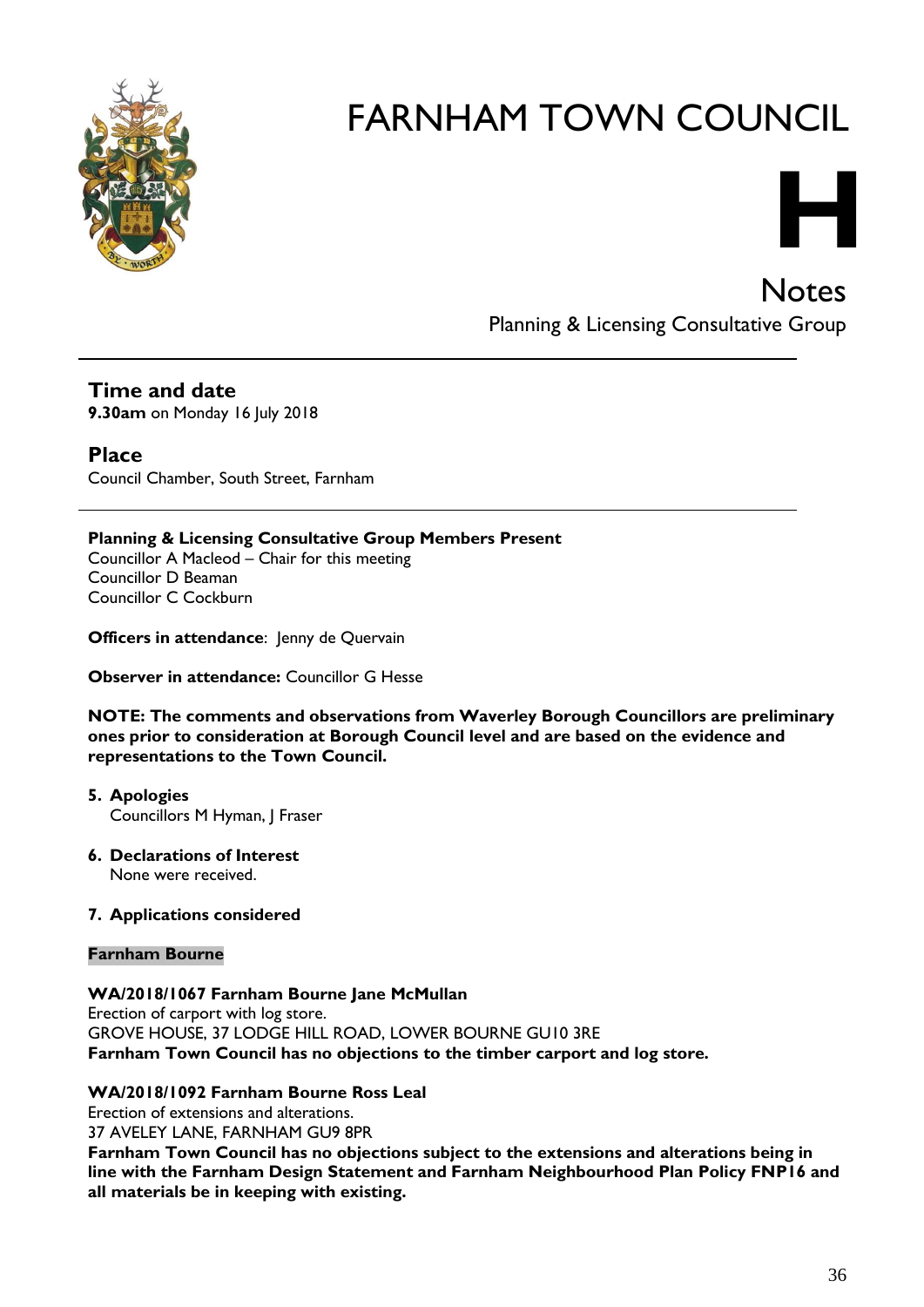# FARNHAM TOWN COUNCIL

# H

## Notes

Planning & Licensing Consultative Group

---

### Time and date

**9.30am** on Monday 16 July 2018

### Place

Council Chamber, South Street, Farnham

---

**Planning & Licensing Consultative Group Members Present**
Councillor A Macleod – Chair for this meeting
Councillor D Beaman
Councillor C Cockburn

**Officers in attendance**: Jenny de Quervain

**Observer in attendance:** Councillor G Hesse

**NOTE: The comments and observations from Waverley Borough Councillors are preliminary ones prior to consideration at Borough Council level and are based on the evidence and representations to the Town Council.**

5. **Apologies**
   Councillors M Hyman, J Fraser

6. **Declarations of Interest**
   None were received.

7. **Applications considered**

**Farnham Bourne**

**WA/2018/1067 Farnham Bourne Jane McMullan**
Erection of carport with log store.
GROVE HOUSE, 37 LODGE HILL ROAD, LOWER BOURNE GU10 3RE
**Farnham Town Council has no objections to the timber carport and log store.**

**WA/2018/1092 Farnham Bourne Ross Leal**
Erection of extensions and alterations.
37 AVELEY LANE, FARNHAM GU9 8PR
**Farnham Town Council has no objections subject to the extensions and alterations being in line with the Farnham Design Statement and Farnham Neighbourhood Plan Policy FNP16 and all materials be in keeping with existing.**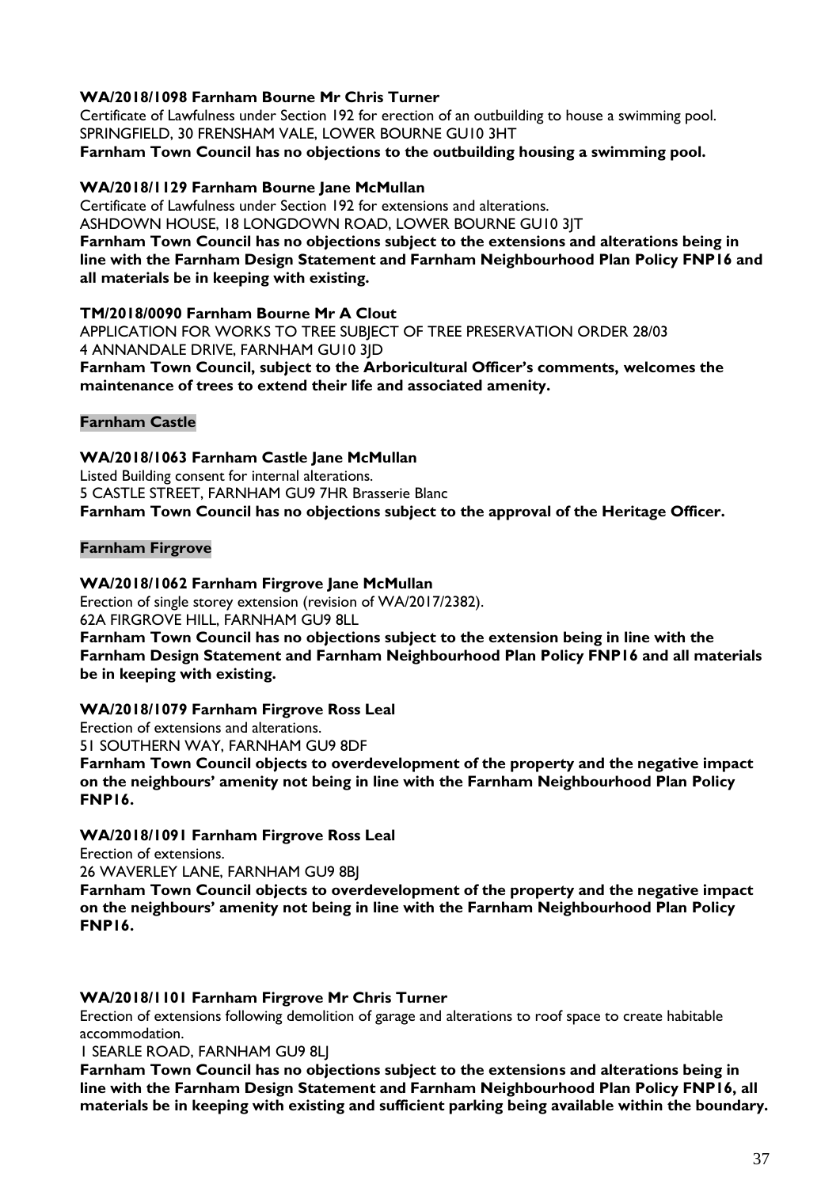**WA/2018/1098 Farnham Bourne Mr Chris Turner**

Certificate of Lawfulness under Section 192 for erection of an outbuilding to house a swimming pool.
SPRINGFIELD, 30 FRENSHAM VALE, LOWER BOURNE GU10 3HT

**Farnham Town Council has no objections to the outbuilding housing a swimming pool.**

**WA/2018/1129 Farnham Bourne Jane McMullan**

Certificate of Lawfulness under Section 192 for extensions and alterations.
ASHDOWN HOUSE, 18 LONGDOWN ROAD, LOWER BOURNE GU10 3JT

**Farnham Town Council has no objections subject to the extensions and alterations being in line with the Farnham Design Statement and Farnham Neighbourhood Plan Policy FNP16 and all materials be in keeping with existing.**

**TM/2018/0090 Farnham Bourne Mr A Clout**

APPLICATION FOR WORKS TO TREE SUBJECT OF TREE PRESERVATION ORDER 28/03
4 ANNANDALE DRIVE, FARNHAM GU10 3JD

**Farnham Town Council, subject to the Arboricultural Officer's comments, welcomes the maintenance of trees to extend their life and associated amenity.**

**Farnham Castle**

**WA/2018/1063 Farnham Castle Jane McMullan**

Listed Building consent for internal alterations.
5 CASTLE STREET, FARNHAM GU9 7HR Brasserie Blanc

**Farnham Town Council has no objections subject to the approval of the Heritage Officer.**

**Farnham Firgrove**

**WA/2018/1062 Farnham Firgrove Jane McMullan**

Erection of single storey extension (revision of WA/2017/2382).
62A FIRGROVE HILL, FARNHAM GU9 8LL

**Farnham Town Council has no objections subject to the extension being in line with the Farnham Design Statement and Farnham Neighbourhood Plan Policy FNP16 and all materials be in keeping with existing.**

**WA/2018/1079 Farnham Firgrove Ross Leal**

Erection of extensions and alterations.
51 SOUTHERN WAY, FARNHAM GU9 8DF

**Farnham Town Council objects to overdevelopment of the property and the negative impact on the neighbours' amenity not being in line with the Farnham Neighbourhood Plan Policy FNP16.**

**WA/2018/1091 Farnham Firgrove Ross Leal**

Erection of extensions.
26 WAVERLEY LANE, FARNHAM GU9 8BJ

**Farnham Town Council objects to overdevelopment of the property and the negative impact on the neighbours' amenity not being in line with the Farnham Neighbourhood Plan Policy FNP16.**

**WA/2018/1101 Farnham Firgrove Mr Chris Turner**

Erection of extensions following demolition of garage and alterations to roof space to create habitable accommodation.
1 SEARLE ROAD, FARNHAM GU9 8LJ

**Farnham Town Council has no objections subject to the extensions and alterations being in line with the Farnham Design Statement and Farnham Neighbourhood Plan Policy FNP16, all materials be in keeping with existing and sufficient parking being available within the boundary.**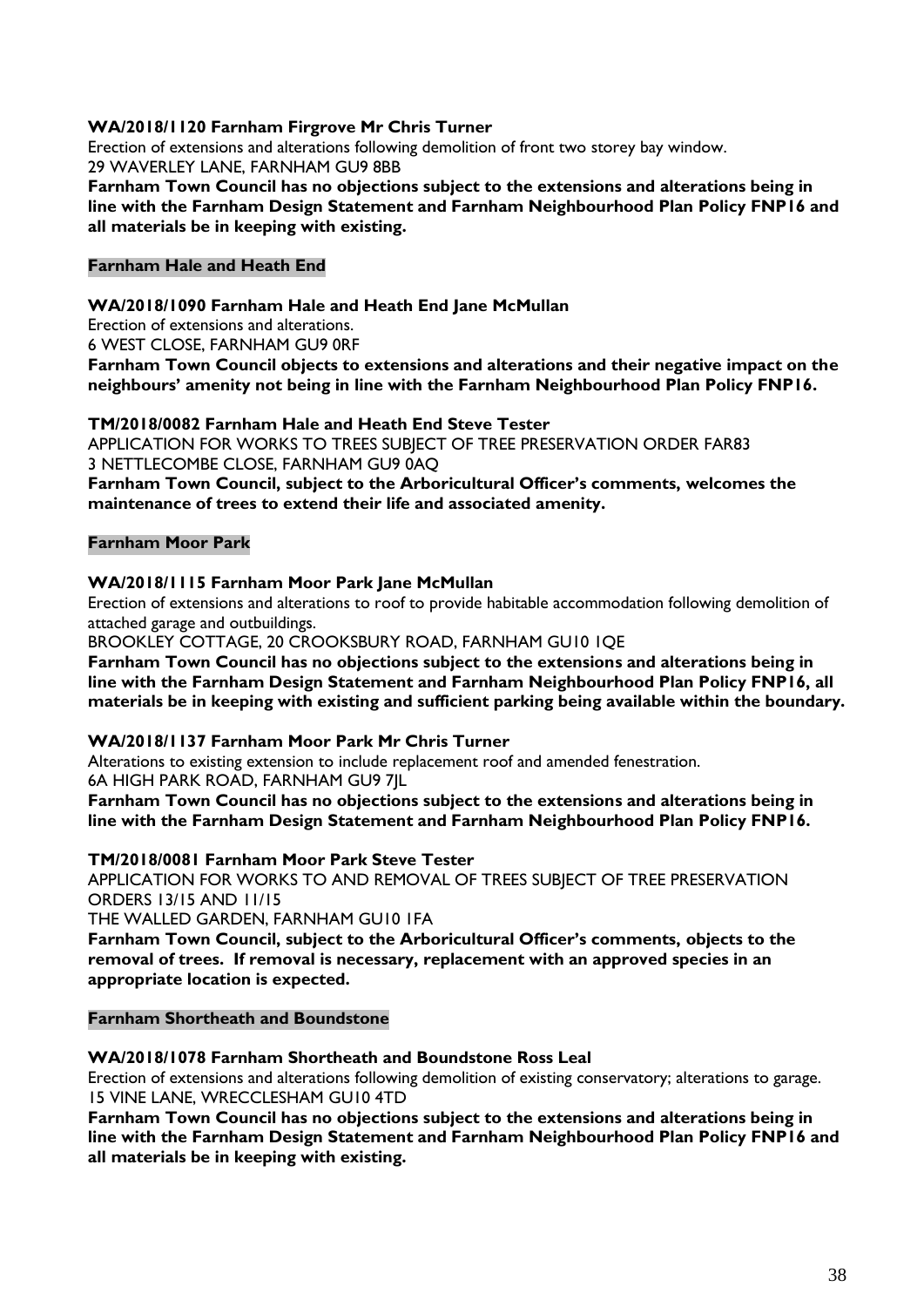**WA/2018/1120 Farnham Firgrove Mr Chris Turner**

Erection of extensions and alterations following demolition of front two storey bay window.
29 WAVERLEY LANE, FARNHAM GU9 8BB

**Farnham Town Council has no objections subject to the extensions and alterations being in line with the Farnham Design Statement and Farnham Neighbourhood Plan Policy FNP16 and all materials be in keeping with existing.**

**Farnham Hale and Heath End**

**WA/2018/1090 Farnham Hale and Heath End Jane McMullan**

Erection of extensions and alterations.
6 WEST CLOSE, FARNHAM GU9 0RF

**Farnham Town Council objects to extensions and alterations and their negative impact on the neighbours' amenity not being in line with the Farnham Neighbourhood Plan Policy FNP16.**

**TM/2018/0082 Farnham Hale and Heath End Steve Tester**

APPLICATION FOR WORKS TO TREES SUBJECT OF TREE PRESERVATION ORDER FAR83
3 NETTLECOMBE CLOSE, FARNHAM GU9 0AQ

**Farnham Town Council, subject to the Arboricultural Officer's comments, welcomes the maintenance of trees to extend their life and associated amenity.**

**Farnham Moor Park**

**WA/2018/1115 Farnham Moor Park Jane McMullan**

Erection of extensions and alterations to roof to provide habitable accommodation following demolition of attached garage and outbuildings.
BROOKLEY COTTAGE, 20 CROOKSBURY ROAD, FARNHAM GU10 1QE

**Farnham Town Council has no objections subject to the extensions and alterations being in line with the Farnham Design Statement and Farnham Neighbourhood Plan Policy FNP16, all materials be in keeping with existing and sufficient parking being available within the boundary.**

**WA/2018/1137 Farnham Moor Park Mr Chris Turner**

Alterations to existing extension to include replacement roof and amended fenestration.
6A HIGH PARK ROAD, FARNHAM GU9 7JL

**Farnham Town Council has no objections subject to the extensions and alterations being in line with the Farnham Design Statement and Farnham Neighbourhood Plan Policy FNP16.**

**TM/2018/0081 Farnham Moor Park Steve Tester**

APPLICATION FOR WORKS TO AND REMOVAL OF TREES SUBJECT OF TREE PRESERVATION ORDERS 13/15 AND 11/15
THE WALLED GARDEN, FARNHAM GU10 1FA

**Farnham Town Council, subject to the Arboricultural Officer's comments, objects to the removal of trees. If removal is necessary, replacement with an approved species in an appropriate location is expected.**

**Farnham Shortheath and Boundstone**

**WA/2018/1078 Farnham Shortheath and Boundstone Ross Leal**

Erection of extensions and alterations following demolition of existing conservatory; alterations to garage.
15 VINE LANE, WRECCLESHAM GU10 4TD

**Farnham Town Council has no objections subject to the extensions and alterations being in line with the Farnham Design Statement and Farnham Neighbourhood Plan Policy FNP16 and all materials be in keeping with existing.**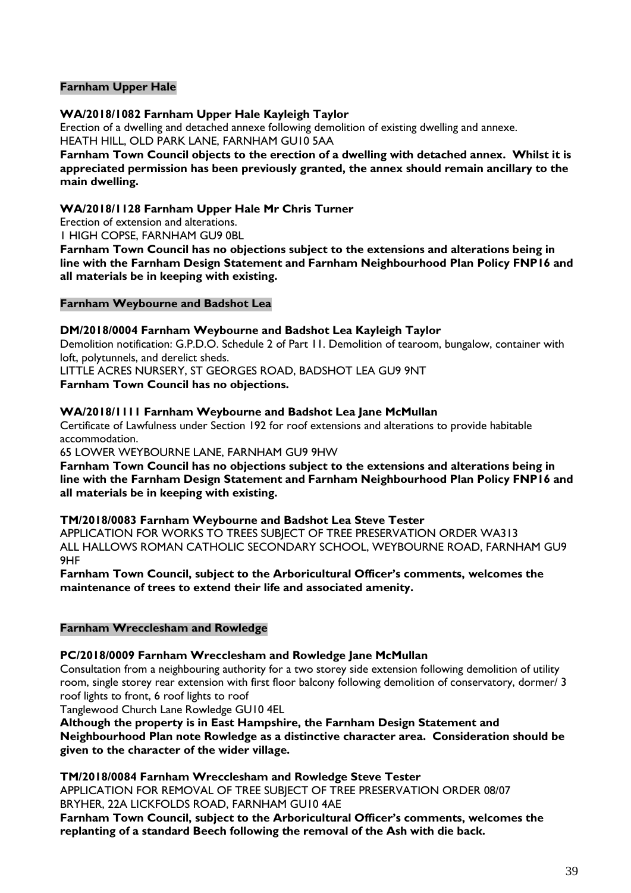## Farnham Upper Hale

**WA/2018/1082 Farnham Upper Hale Kayleigh Taylor**

Erection of a dwelling and detached annexe following demolition of existing dwelling and annexe.
HEATH HILL, OLD PARK LANE, FARNHAM GU10 5AA

**Farnham Town Council objects to the erection of a dwelling with detached annex. Whilst it is appreciated permission has been previously granted, the annex should remain ancillary to the main dwelling.**

**WA/2018/1128 Farnham Upper Hale Mr Chris Turner**

Erection of extension and alterations.
1 HIGH COPSE, FARNHAM GU9 0BL

**Farnham Town Council has no objections subject to the extensions and alterations being in line with the Farnham Design Statement and Farnham Neighbourhood Plan Policy FNP16 and all materials be in keeping with existing.**

## Farnham Weybourne and Badshot Lea

**DM/2018/0004 Farnham Weybourne and Badshot Lea Kayleigh Taylor**

Demolition notification: G.P.D.O. Schedule 2 of Part 11. Demolition of tearoom, bungalow, container with loft, polytunnels, and derelict sheds.
LITTLE ACRES NURSERY, ST GEORGES ROAD, BADSHOT LEA GU9 9NT

**Farnham Town Council has no objections.**

**WA/2018/1111 Farnham Weybourne and Badshot Lea Jane McMullan**

Certificate of Lawfulness under Section 192 for roof extensions and alterations to provide habitable accommodation.
65 LOWER WEYBOURNE LANE, FARNHAM GU9 9HW

**Farnham Town Council has no objections subject to the extensions and alterations being in line with the Farnham Design Statement and Farnham Neighbourhood Plan Policy FNP16 and all materials be in keeping with existing.**

**TM/2018/0083 Farnham Weybourne and Badshot Lea Steve Tester**

APPLICATION FOR WORKS TO TREES SUBJECT OF TREE PRESERVATION ORDER WA313
ALL HALLOWS ROMAN CATHOLIC SECONDARY SCHOOL, WEYBOURNE ROAD, FARNHAM GU9 9HF

**Farnham Town Council, subject to the Arboricultural Officer's comments, welcomes the maintenance of trees to extend their life and associated amenity.**

## Farnham Wrecclesham and Rowledge

**PC/2018/0009 Farnham Wrecclesham and Rowledge Jane McMullan**

Consultation from a neighbouring authority for a two storey side extension following demolition of utility room, single storey rear extension with first floor balcony following demolition of conservatory, dormer/ 3 roof lights to front, 6 roof lights to roof
Tanglewood Church Lane Rowledge GU10 4EL

**Although the property is in East Hampshire, the Farnham Design Statement and Neighbourhood Plan note Rowledge as a distinctive character area. Consideration should be given to the character of the wider village.**

**TM/2018/0084 Farnham Wrecclesham and Rowledge Steve Tester**

APPLICATION FOR REMOVAL OF TREE SUBJECT OF TREE PRESERVATION ORDER 08/07
BRYHER, 22A LICKFOLDS ROAD, FARNHAM GU10 4AE

**Farnham Town Council, subject to the Arboricultural Officer's comments, welcomes the replanting of a standard Beech following the removal of the Ash with die back.**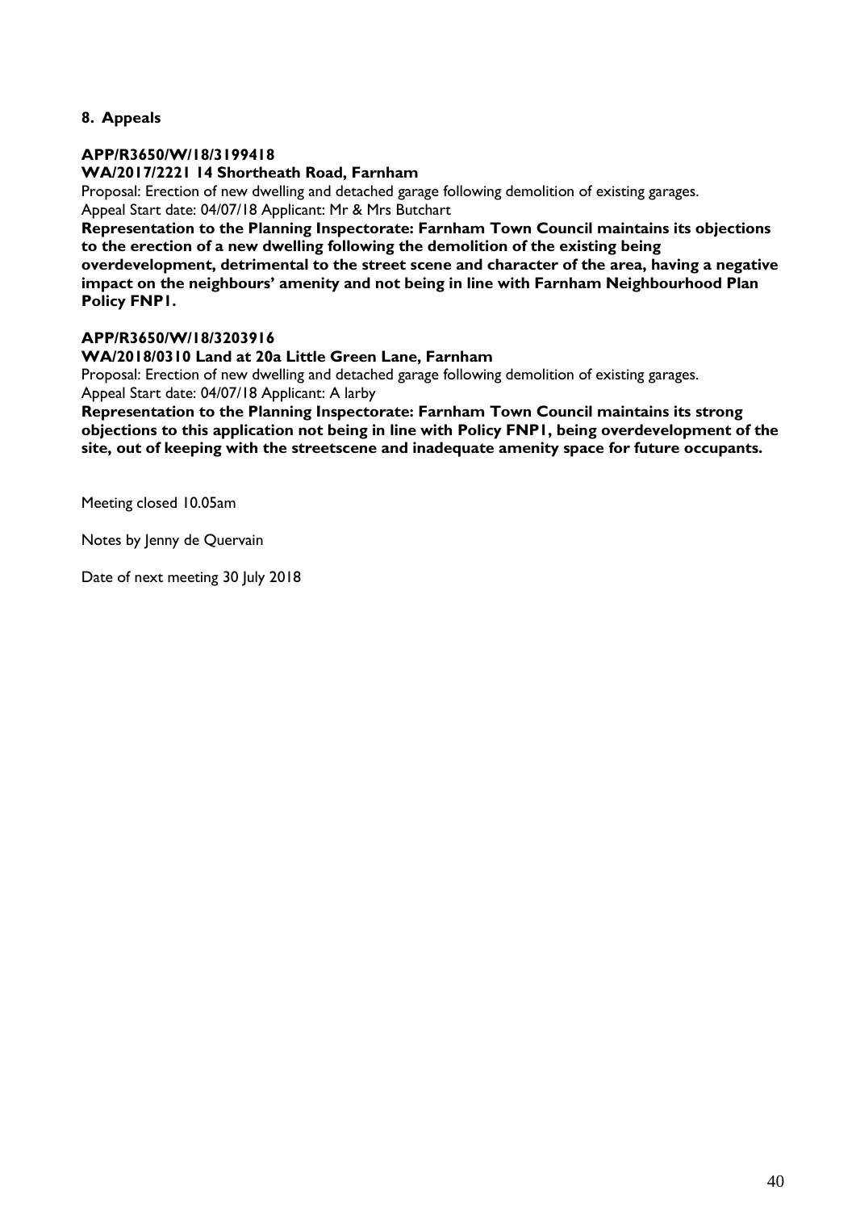## 8. Appeals

**APP/R3650/W/18/3199418**

**WA/2017/2221 14 Shortheath Road, Farnham**

Proposal: Erection of new dwelling and detached garage following demolition of existing garages.
Appeal Start date: 04/07/18 Applicant: Mr & Mrs Butchart

**Representation to the Planning Inspectorate: Farnham Town Council maintains its objections to the erection of a new dwelling following the demolition of the existing being overdevelopment, detrimental to the street scene and character of the area, having a negative impact on the neighbours' amenity and not being in line with Farnham Neighbourhood Plan Policy FNP1.**

**APP/R3650/W/18/3203916**

**WA/2018/0310 Land at 20a Little Green Lane, Farnham**

Proposal: Erection of new dwelling and detached garage following demolition of existing garages.
Appeal Start date: 04/07/18 Applicant: A larby

**Representation to the Planning Inspectorate: Farnham Town Council maintains its strong objections to this application not being in line with Policy FNP1, being overdevelopment of the site, out of keeping with the streetscene and inadequate amenity space for future occupants.**

Meeting closed 10.05am

Notes by Jenny de Quervain

Date of next meeting 30 July 2018